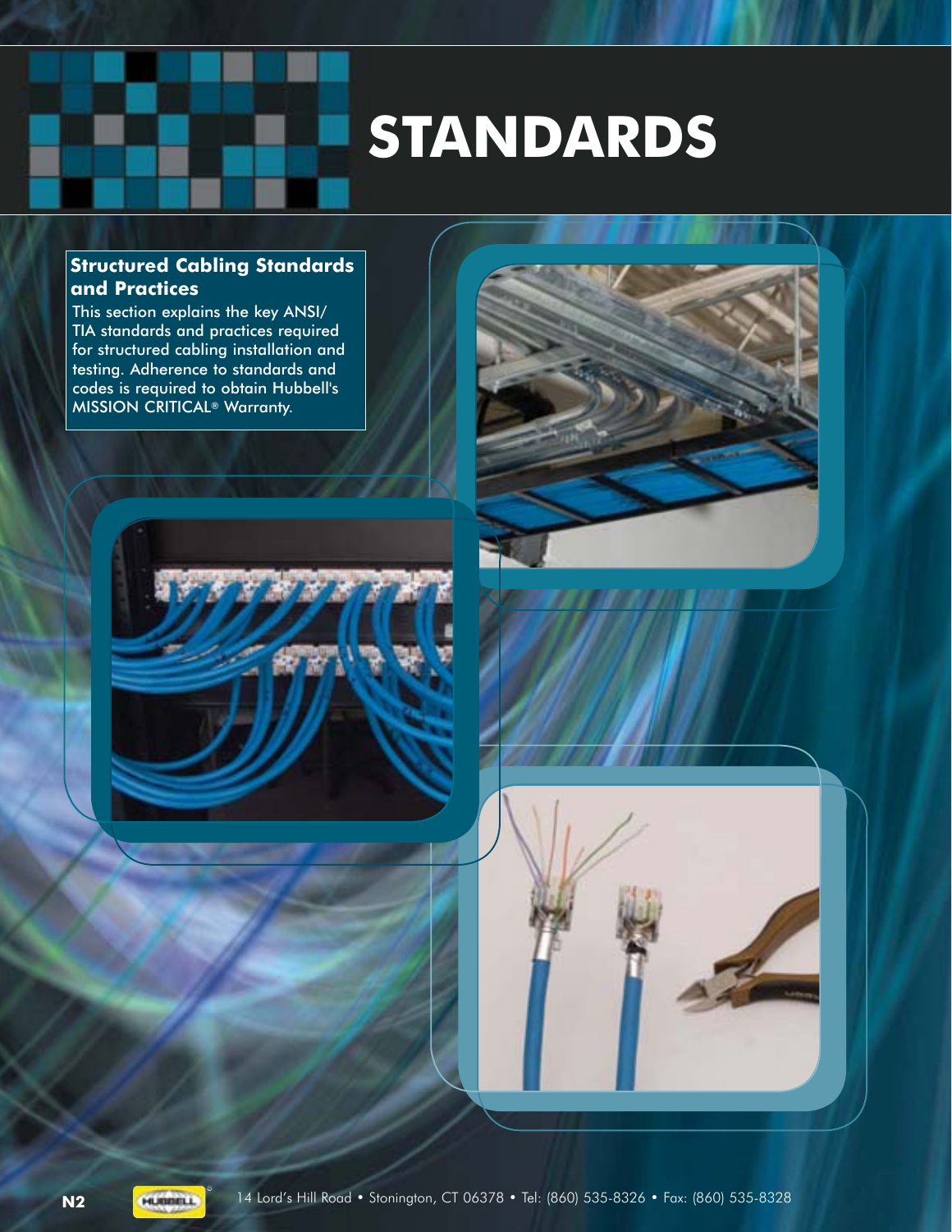# STANDARDS

## Structured Cabling Standards and Practices

This section explains the key ANSI/TIA standards and practices required for structured cabling installation and testing. Adherence to standards and codes is required to obtain Hubbell's MISSION CRITICAL® Warranty.

14 Lord's Hill Road • Stonington, CT 06378 • Tel: (860) 535-8326 • Fax: (860) 535-8328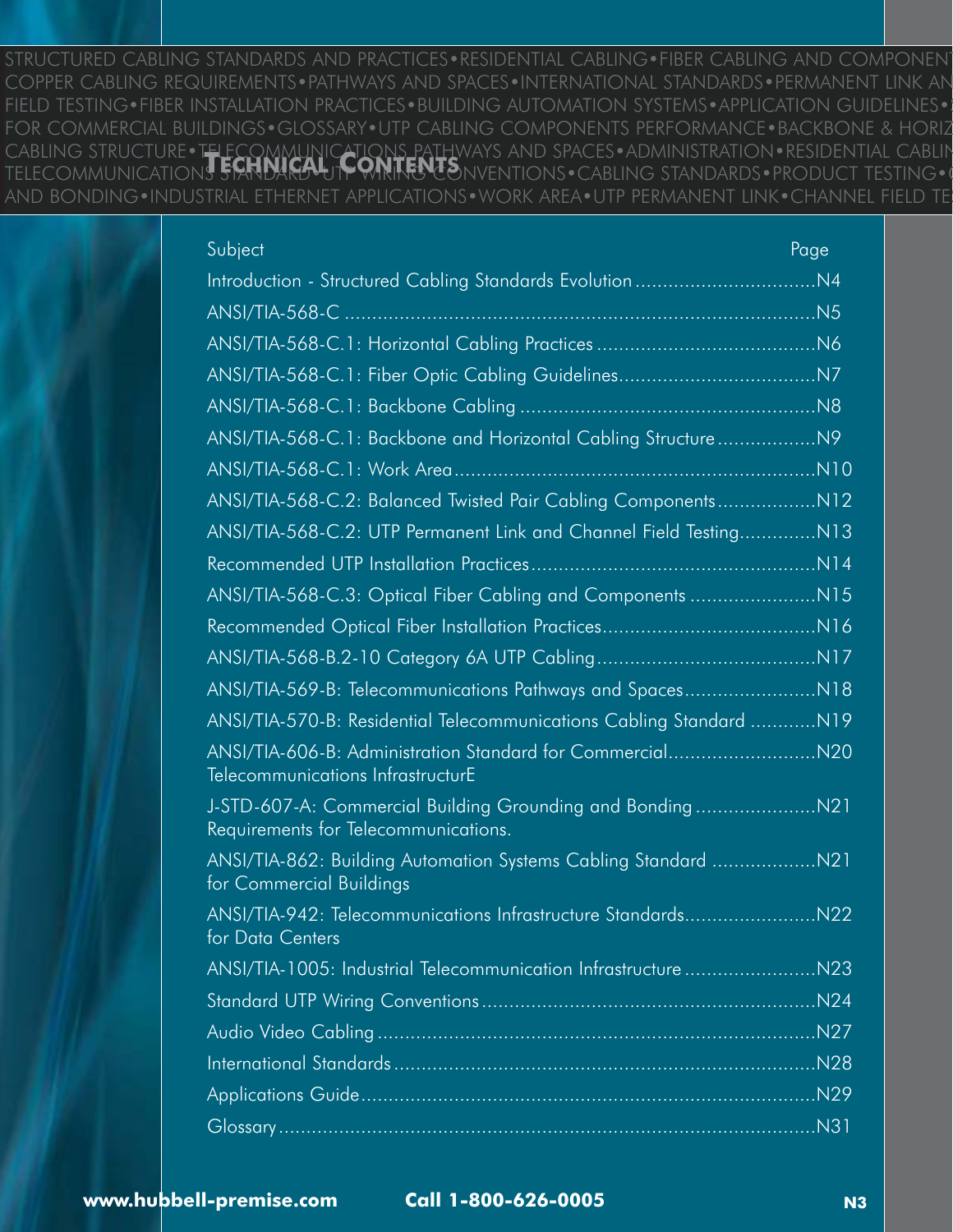# Technical Contents

| Subject | Page |
|---|---|
| Introduction - Structured Cabling Standards Evolution | N4 |
| ANSI/TIA-568-C | N5 |
| ANSI/TIA-568-C.1: Horizontal Cabling Practices | N6 |
| ANSI/TIA-568-C.1: Fiber Optic Cabling Guidelines | N7 |
| ANSI/TIA-568-C.1: Backbone Cabling | N8 |
| ANSI/TIA-568-C.1: Backbone and Horizontal Cabling Structure | N9 |
| ANSI/TIA-568-C.1: Work Area | N10 |
| ANSI/TIA-568-C.2: Balanced Twisted Pair Cabling Components | N12 |
| ANSI/TIA-568-C.2: UTP Permanent Link and Channel Field Testing | N13 |
| Recommended UTP Installation Practices | N14 |
| ANSI/TIA-568-C.3: Optical Fiber Cabling and Components | N15 |
| Recommended Optical Fiber Installation Practices | N16 |
| ANSI/TIA-568-B.2-10 Category 6A UTP Cabling | N17 |
| ANSI/TIA-569-B: Telecommunications Pathways and Spaces | N18 |
| ANSI/TIA-570-B: Residential Telecommunications Cabling Standard | N19 |
| ANSI/TIA-606-B: Administration Standard for Commercial Telecommunications InfrastructurE | N20 |
| J-STD-607-A: Commercial Building Grounding and Bonding Requirements for Telecommunications. | N21 |
| ANSI/TIA-862: Building Automation Systems Cabling Standard for Commercial Buildings | N21 |
| ANSI/TIA-942: Telecommunications Infrastructure Standards for Data Centers | N22 |
| ANSI/TIA-1005: Industrial Telecommunication Infrastructure | N23 |
| Standard UTP Wiring Conventions | N24 |
| Audio Video Cabling | N27 |
| International Standards | N28 |
| Applications Guide | N29 |
| Glossary | N31 |

**www.hubbell-premise.com** **Call 1-800-626-0005**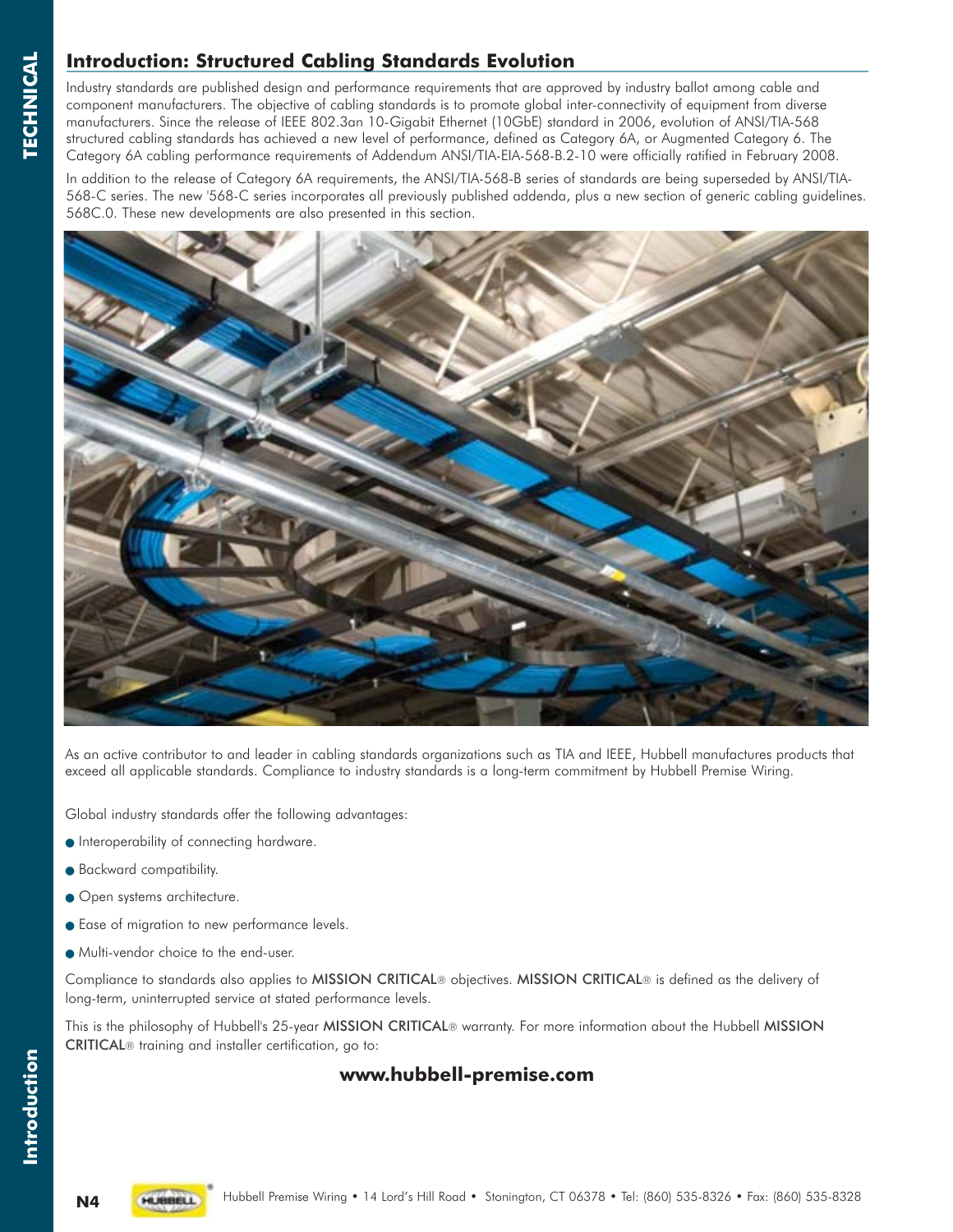## Introduction: Structured Cabling Standards Evolution

Industry standards are published design and performance requirements that are approved by industry ballot among cable and component manufacturers. The objective of cabling standards is to promote global inter-connectivity of equipment from diverse manufacturers. Since the release of IEEE 802.3an 10-Gigabit Ethernet (10GbE) standard in 2006, evolution of ANSI/TIA-568 structured cabling standards has achieved a new level of performance, defined as Category 6A, or Augmented Category 6. The Category 6A cabling performance requirements of Addendum ANSI/TIA-EIA-568-B.2-10 were officially ratified in February 2008.

In addition to the release of Category 6A requirements, the ANSI/TIA-568-B series of standards are being superseded by ANSI/TIA-568-C series. The new '568-C series incorporates all previously published addenda, plus a new section of generic cabling guidelines. 568C.0. These new developments are also presented in this section.

As an active contributor to and leader in cabling standards organizations such as TIA and IEEE, Hubbell manufactures products that exceed all applicable standards. Compliance to industry standards is a long-term commitment by Hubbell Premise Wiring.

Global industry standards offer the following advantages:

- Interoperability of connecting hardware.
- Backward compatibility.
- Open systems architecture.
- Ease of migration to new performance levels.
- Multi-vendor choice to the end-user.

Compliance to standards also applies to MISSION CRITICAL® objectives. MISSION CRITICAL® is defined as the delivery of long-term, uninterrupted service at stated performance levels.

This is the philosophy of Hubbell's 25-year MISSION CRITICAL® warranty. For more information about the Hubbell MISSION CRITICAL® training and installer certification, go to:

**www.hubbell-premise.com**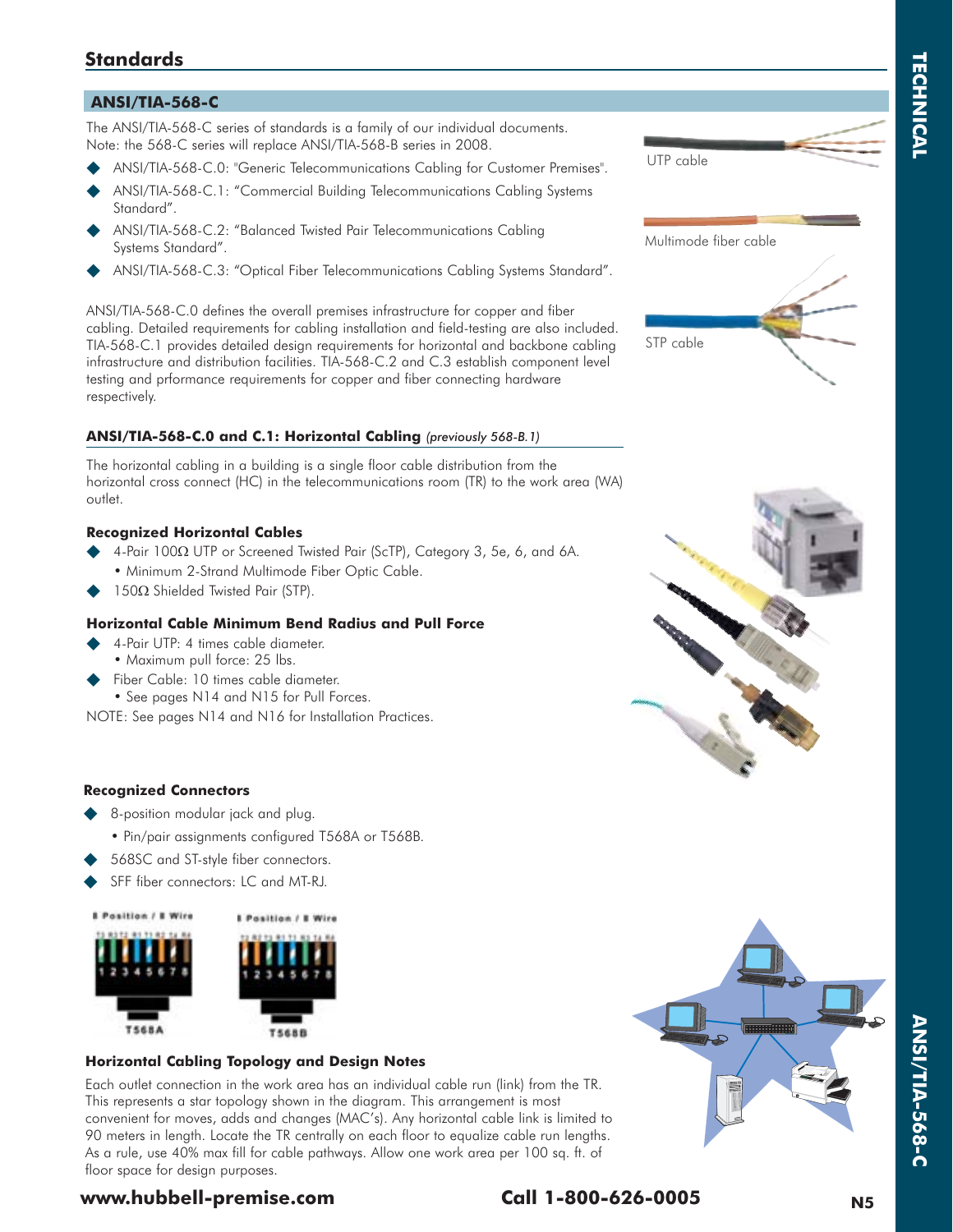## Standards

### ANSI/TIA-568-C

The ANSI/TIA-568-C series of standards is a family of our individual documents. Note: the 568-C series will replace ANSI/TIA-568-B series in 2008.

- ANSI/TIA-568-C.0: "Generic Telecommunications Cabling for Customer Premises".
- ANSI/TIA-568-C.1: "Commercial Building Telecommunications Cabling Systems Standard".
- ANSI/TIA-568-C.2: "Balanced Twisted Pair Telecommunications Cabling Systems Standard".
- ANSI/TIA-568-C.3: "Optical Fiber Telecommunications Cabling Systems Standard".

ANSI/TIA-568-C.0 defines the overall premises infrastructure for copper and fiber cabling. Detailed requirements for cabling installation and field-testing are also included. TIA-568-C.1 provides detailed design requirements for horizontal and backbone cabling infrastructure and distribution facilities. TIA-568-C.2 and C.3 establish component level testing and prformance requirements for copper and fiber connecting hardware respectively.

UTP cable

Multimode fiber cable

STP cable

### ANSI/TIA-568-C.0 and C.1: Horizontal Cabling *(previously 568-B.1)*

The horizontal cabling in a building is a single floor cable distribution from the horizontal cross connect (HC) in the telecommunications room (TR) to the work area (WA) outlet.

#### Recognized Horizontal Cables

- 4-Pair 100Ω UTP or Screened Twisted Pair (ScTP), Category 3, 5e, 6, and 6A.
  - Minimum 2-Strand Multimode Fiber Optic Cable.
- 150Ω Shielded Twisted Pair (STP).

#### Horizontal Cable Minimum Bend Radius and Pull Force

- 4-Pair UTP: 4 times cable diameter.
  - Maximum pull force: 25 lbs.
- Fiber Cable: 10 times cable diameter.
  - See pages N14 and N15 for Pull Forces.

NOTE: See pages N14 and N16 for Installation Practices.

#### Recognized Connectors

- 8-position modular jack and plug.
  - Pin/pair assignments configured T568A or T568B.
- 568SC and ST-style fiber connectors.
- SFF fiber connectors: LC and MT-RJ.

8 Position / 8 Wire — T568A

8 Position / 8 Wire — T568B

#### Horizontal Cabling Topology and Design Notes

Each outlet connection in the work area has an individual cable run (link) from the TR. This represents a star topology shown in the diagram. This arrangement is most convenient for moves, adds and changes (MAC's). Any horizontal cable link is limited to 90 meters in length. Locate the TR centrally on each floor to equalize cable run lengths. As a rule, use 40% max fill for cable pathways. Allow one work area per 100 sq. ft. of floor space for design purposes.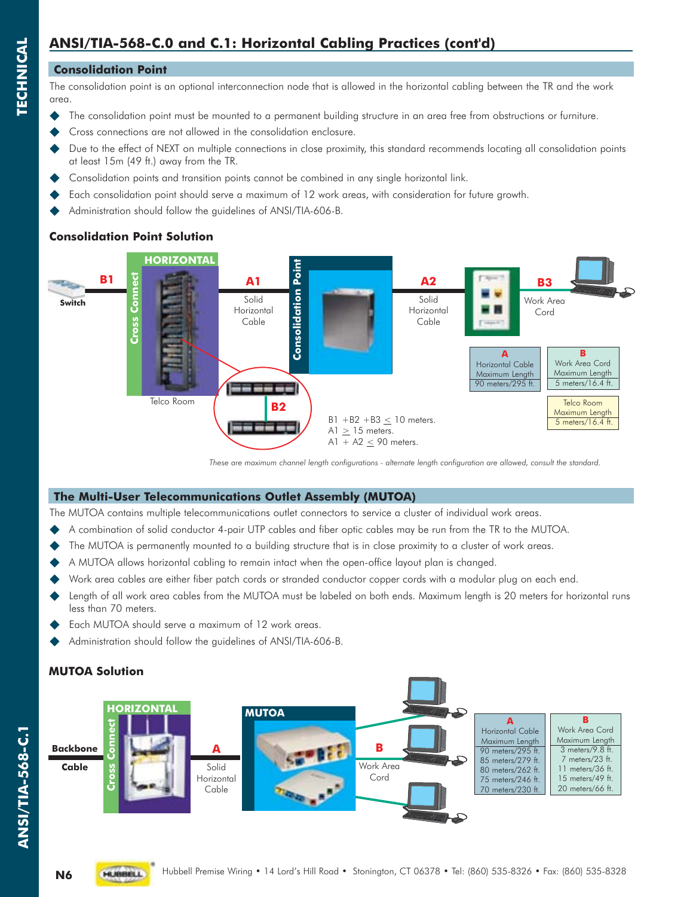## ANSI/TIA-568-C.0 and C.1: Horizontal Cabling Practices (cont'd)

### Consolidation Point

The consolidation point is an optional interconnection node that is allowed in the horizontal cabling between the TR and the work area.

- The consolidation point must be mounted to a permanent building structure in an area free from obstructions or furniture.
- Cross connections are not allowed in the consolidation enclosure.
- Due to the effect of NEXT on multiple connections in close proximity, this standard recommends locating all consolidation points at least 15m (49 ft.) away from the TR.
- Consolidation points and transition points cannot be combined in any single horizontal link.
- Each consolidation point should serve a maximum of 12 work areas, with consideration for future growth.
- Administration should follow the guidelines of ANSI/TIA-606-B.

### Consolidation Point Solution

Switch — B1 — HORIZONTAL Cross Connect (Telco Room) — A1 Solid Horizontal Cable — Consolidation Point — A2 Solid Horizontal Cable — B3 Work Area Cord

B2

| A | B |
|---|---|
| Horizontal Cable Maximum Length | Work Area Cord Maximum Length |
| 90 meters/295 ft. | 5 meters/16.4 ft. |

| Telco Room Maximum Length |
|---|
| 5 meters/16.4 ft. |

B1 + B2 + B3 ≤ 10 meters.
A1 ≥ 15 meters.
A1 + A2 ≤ 90 meters.

*These are maximum channel length configurations - alternate length configuration are allowed, consult the standard.*

### The Multi-User Telecommunications Outlet Assembly (MUTOA)

The MUTOA contains multiple telecommunications outlet connectors to service a cluster of individual work areas.

- A combination of solid conductor 4-pair UTP cables and fiber optic cables may be run from the TR to the MUTOA.
- The MUTOA is permanently mounted to a building structure that is in close proximity to a cluster of work areas.
- A MUTOA allows horizontal cabling to remain intact when the open-office layout plan is changed.
- Work area cables are either fiber patch cords or stranded conductor copper cords with a modular plug on each end.
- Length of all work area cables from the MUTOA must be labeled on both ends. Maximum length is 20 meters for horizontal runs less than 70 meters.
- Each MUTOA should serve a maximum of 12 work areas.
- Administration should follow the guidelines of ANSI/TIA-606-B.

### MUTOA Solution

Backbone Cable — HORIZONTAL Cross Connect — A Solid Horizontal Cable — MUTOA — B Work Area Cord

| A<br>Horizontal Cable Maximum Length | B<br>Work Area Cord Maximum Length |
|---|---|
| 90 meters/295 ft. | 3 meters/9.8 ft. |
| 85 meters/279 ft. | 7 meters/23 ft. |
| 80 meters/262 ft. | 11 meters/36 ft. |
| 75 meters/246 ft. | 15 meters/49 ft. |
| 70 meters/230 ft. | 20 meters/66 ft. |

Hubbell Premise Wiring • 14 Lord's Hill Road • Stonington, CT 06378 • Tel: (860) 535-8326 • Fax: (860) 535-8328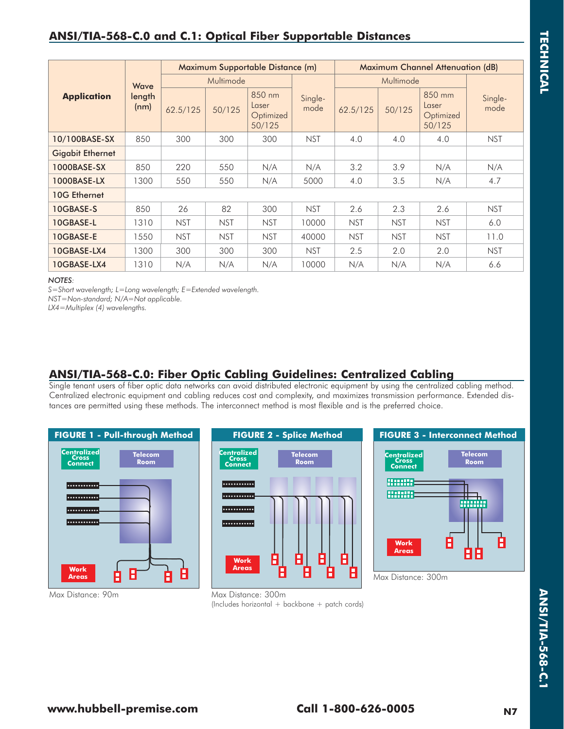## ANSI/TIA-568-C.0 and C.1: Optical Fiber Supportable Distances

| Application | Wave length (nm) | Maximum Supportable Distance (m) | | | | Maximum Channel Attenuation (dB) | | | |
|---|---|---|---|---|---|---|---|---|---|
| | | Multimode | | | Single-mode | Multimode | | | Single-mode |
| | | 62.5/125 | 50/125 | 850 nm Laser Optimized 50/125 | | 62.5/125 | 50/125 | 850 mm Laser Optimized 50/125 | |
| 10/100BASE-SX | 850 | 300 | 300 | 300 | NST | 4.0 | 4.0 | 4.0 | NST |
| Gigabit Ethernet | | | | | | | | | |
| 1000BASE-SX | 850 | 220 | 550 | N/A | N/A | 3.2 | 3.9 | N/A | N/A |
| 1000BASE-LX | 1300 | 550 | 550 | N/A | 5000 | 4.0 | 3.5 | N/A | 4.7 |
| 10G Ethernet | | | | | | | | | |
| 10GBASE-S | 850 | 26 | 82 | 300 | NST | 2.6 | 2.3 | 2.6 | NST |
| 10GBASE-L | 1310 | NST | NST | NST | 10000 | NST | NST | NST | 6.0 |
| 10GBASE-E | 1550 | NST | NST | NST | 40000 | NST | NST | NST | 11.0 |
| 10GBASE-LX4 | 1300 | 300 | 300 | 300 | NST | 2.5 | 2.0 | 2.0 | NST |
| 10GBASE-LX4 | 1310 | N/A | N/A | N/A | 10000 | N/A | N/A | N/A | 6.6 |

*NOTES:*
*S=Short wavelength; L=Long wavelength; E=Extended wavelength.*
*NST=Non-standard; N/A=Not applicable.*
*LX4=Multiplex (4) wavelengths.*

## ANSI/TIA-568-C.0: Fiber Optic Cabling Guidelines: Centralized Cabling

Single tenant users of fiber optic data networks can avoid distributed electronic equipment by using the centralized cabling method. Centralized electronic equipment and cabling reduces cost and complexity, and maximizes transmission performance. Extended distances are permitted using these methods. The interconnect method is most flexible and is the preferred choice.

**FIGURE 1 - Pull-through Method**

Max Distance: 90m

**FIGURE 2 - Splice Method**

Max Distance: 300m
(Includes horizontal + backbone + patch cords)

**FIGURE 3 - Interconnect Method**

Max Distance: 300m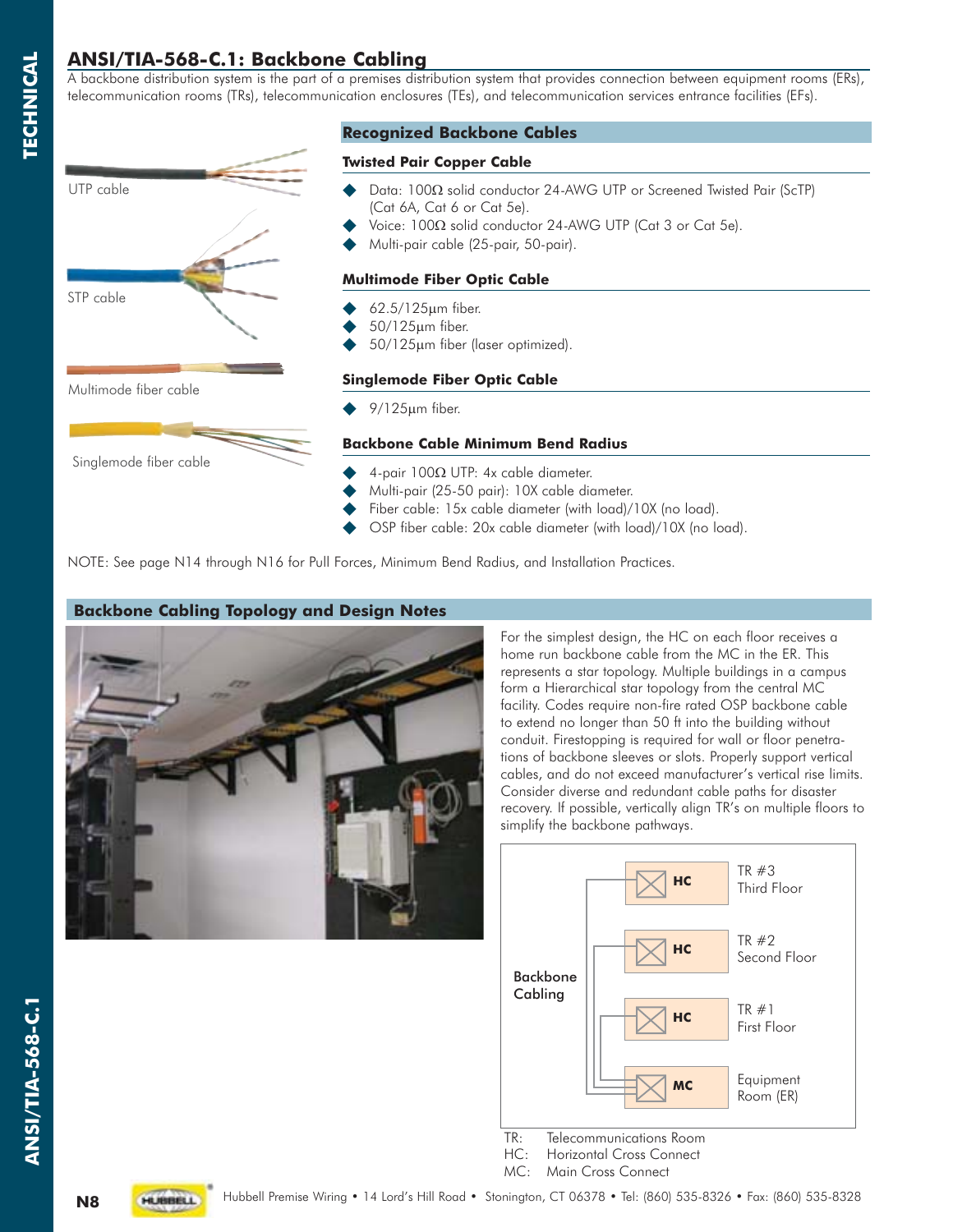## ANSI/TIA-568-C.1: Backbone Cabling

A backbone distribution system is the part of a premises distribution system that provides connection between equipment rooms (ERs), telecommunication rooms (TRs), telecommunication enclosures (TEs), and telecommunication services entrance facilities (EFs).

UTP cable

STP cable

Multimode fiber cable

Singlemode fiber cable

### Recognized Backbone Cables

#### Twisted Pair Copper Cable

- Data: 100Ω solid conductor 24-AWG UTP or Screened Twisted Pair (ScTP) (Cat 6A, Cat 6 or Cat 5e).
- Voice: 100Ω solid conductor 24-AWG UTP (Cat 3 or Cat 5e).
- Multi-pair cable (25-pair, 50-pair).

#### Multimode Fiber Optic Cable

- 62.5/125µm fiber.
- 50/125µm fiber.
- 50/125µm fiber (laser optimized).

#### Singlemode Fiber Optic Cable

- 9/125µm fiber.

#### Backbone Cable Minimum Bend Radius

- 4-pair 100Ω UTP: 4x cable diameter.
- Multi-pair (25-50 pair): 10X cable diameter.
- Fiber cable: 15x cable diameter (with load)/10X (no load).
- OSP fiber cable: 20x cable diameter (with load)/10X (no load).

NOTE: See page N14 through N16 for Pull Forces, Minimum Bend Radius, and Installation Practices.

### Backbone Cabling Topology and Design Notes

For the simplest design, the HC on each floor receives a home run backbone cable from the MC in the ER. This represents a star topology. Multiple buildings in a campus form a Hierarchical star topology from the central MC facility. Codes require non-fire rated OSP backbone cable to extend no longer than 50 ft into the building without conduit. Firestopping is required for wall or floor penetrations of backbone sleeves or slots. Properly support vertical cables, and do not exceed manufacturer's vertical rise limits. Consider diverse and redundant cable paths for disaster recovery. If possible, vertically align TR's on multiple floors to simplify the backbone pathways.

Backbone Cabling

- HC — TR #3 Third Floor
- HC — TR #2 Second Floor
- HC — TR #1 First Floor
- MC — Equipment Room (ER)

TR: Telecommunications Room
HC: Horizontal Cross Connect
MC: Main Cross Connect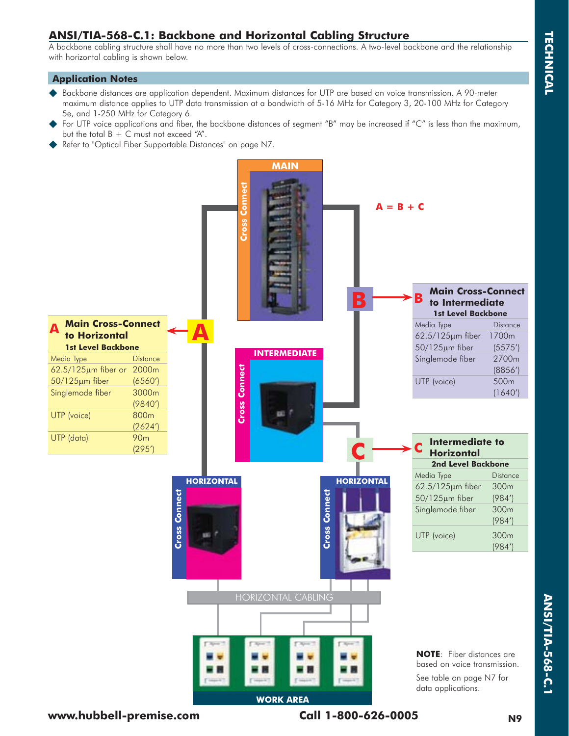## ANSI/TIA-568-C.1: Backbone and Horizontal Cabling Structure

A backbone cabling structure shall have no more than two levels of cross-connections. A two-level backbone and the relationship with horizontal cabling is shown below.

### Application Notes

- Backbone distances are application dependent. Maximum distances for UTP are based on voice transmission. A 90-meter maximum distance applies to UTP data transmission at a bandwidth of 5-16 MHz for Category 3, 20-100 MHz for Category 5e, and 1-250 MHz for Category 6.
- For UTP voice applications and fiber, the backbone distances of segment "B" may be increased if "C" is less than the maximum, but the total B + C must not exceed "A".
- Refer to "Optical Fiber Supportable Distances" on page N7.

A = B + C

**A Main Cross-Connect to Horizontal**
**1st Level Backbone**

| Media Type | Distance |
|---|---|
| 62.5/125µm fiber or 50/125µm fiber | 2000m (6560') |
| Singlemode fiber | 3000m (9840') |
| UTP (voice) | 800m (2624') |
| UTP (data) | 90m (295') |

**B Main Cross-Connect to Intermediate**
**1st Level Backbone**

| Media Type | Distance |
|---|---|
| 62.5/125µm fiber 50/125µm fiber | 1700m (5575') |
| Singlemode fiber | 2700m (8856') |
| UTP (voice) | 500m (1640') |

**C Intermediate to Horizontal**
**2nd Level Backbone**

| Media Type | Distance |
|---|---|
| 62.5/125µm fiber 50/125µm fiber | 300m (984') |
| Singlemode fiber | 300m (984') |
| UTP (voice) | 300m (984') |

MAIN – Cross Connect

INTERMEDIATE – Cross Connect

HORIZONTAL – Cross Connect

HORIZONTAL – Cross Connect

HORIZONTAL CABLING

WORK AREA

**NOTE**: Fiber distances are based on voice transmission.

See table on page N7 for data applications.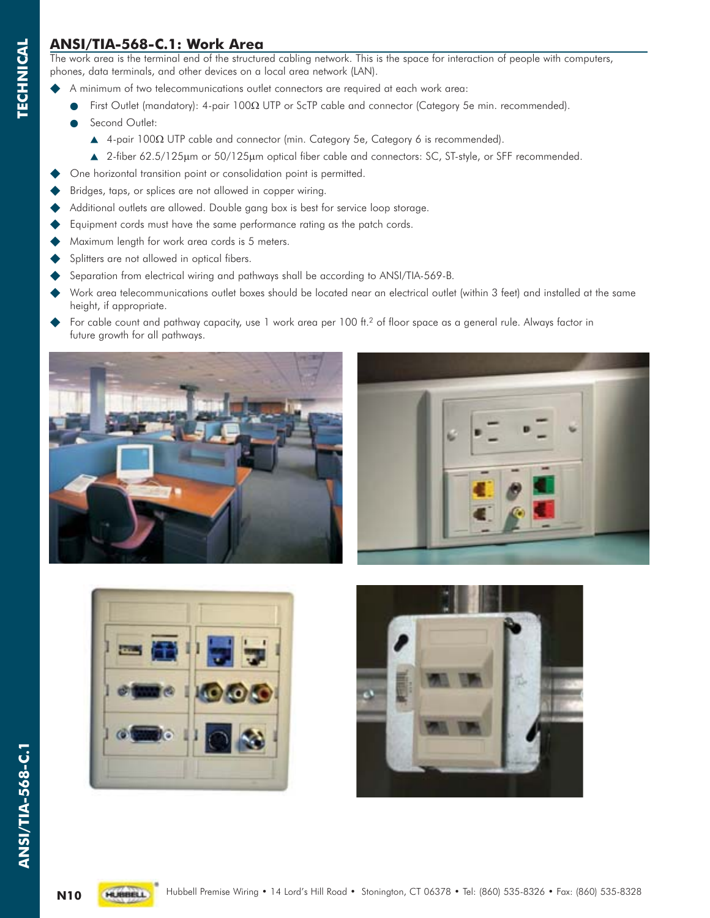## ANSI/TIA-568-C.1: Work Area

The work area is the terminal end of the structured cabling network. This is the space for interaction of people with computers, phones, data terminals, and other devices on a local area network (LAN).

- A minimum of two telecommunications outlet connectors are required at each work area:
  - First Outlet (mandatory): 4-pair 100Ω UTP or ScTP cable and connector (Category 5e min. recommended).
  - Second Outlet:
    - 4-pair 100Ω UTP cable and connector (min. Category 5e, Category 6 is recommended).
    - 2-fiber 62.5/125µm or 50/125µm optical fiber cable and connectors: SC, ST-style, or SFF recommended.
- One horizontal transition point or consolidation point is permitted.
- Bridges, taps, or splices are not allowed in copper wiring.
- Additional outlets are allowed. Double gang box is best for service loop storage.
- Equipment cords must have the same performance rating as the patch cords.
- Maximum length for work area cords is 5 meters.
- Splitters are not allowed in optical fibers.
- Separation from electrical wiring and pathways shall be according to ANSI/TIA-569-B.
- Work area telecommunications outlet boxes should be located near an electrical outlet (within 3 feet) and installed at the same height, if appropriate.
- For cable count and pathway capacity, use 1 work area per 100 ft.$^2$ of floor space as a general rule. Always factor in future growth for all pathways.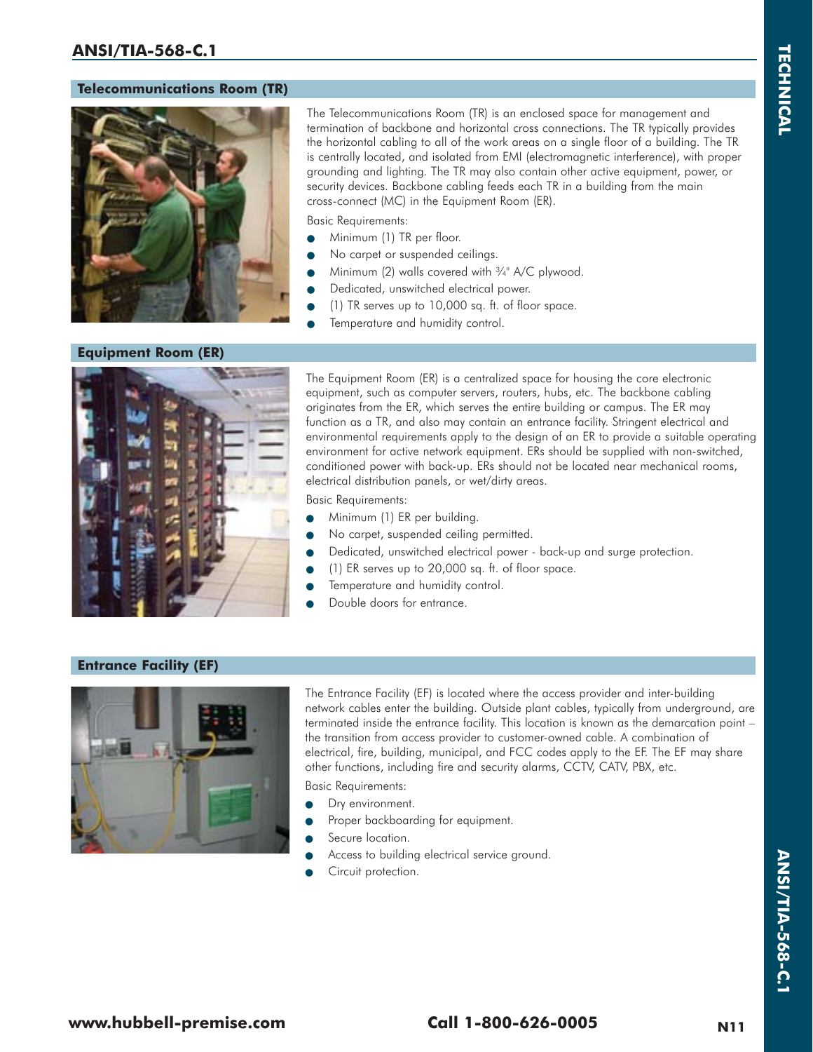# ANSI/TIA-568-C.1

## Telecommunications Room (TR)

The Telecommunications Room (TR) is an enclosed space for management and termination of backbone and horizontal cross connections. The TR typically provides the horizontal cabling to all of the work areas on a single floor of a building. The TR is centrally located, and isolated from EMI (electromagnetic interference), with proper grounding and lighting. The TR may also contain other active equipment, power, or security devices. Backbone cabling feeds each TR in a building from the main cross-connect (MC) in the Equipment Room (ER).

Basic Requirements:

- Minimum (1) TR per floor.
- No carpet or suspended ceilings.
- Minimum (2) walls covered with ¾" A/C plywood.
- Dedicated, unswitched electrical power.
- (1) TR serves up to 10,000 sq. ft. of floor space.
- Temperature and humidity control.

## Equipment Room (ER)

The Equipment Room (ER) is a centralized space for housing the core electronic equipment, such as computer servers, routers, hubs, etc. The backbone cabling originates from the ER, which serves the entire building or campus. The ER may function as a TR, and also may contain an entrance facility. Stringent electrical and environmental requirements apply to the design of an ER to provide a suitable operating environment for active network equipment. ERs should be supplied with non-switched, conditioned power with back-up. ERs should not be located near mechanical rooms, electrical distribution panels, or wet/dirty areas.

Basic Requirements:

- Minimum (1) ER per building.
- No carpet, suspended ceiling permitted.
- Dedicated, unswitched electrical power - back-up and surge protection.
- (1) ER serves up to 20,000 sq. ft. of floor space.
- Temperature and humidity control.
- Double doors for entrance.

## Entrance Facility (EF)

The Entrance Facility (EF) is located where the access provider and inter-building network cables enter the building. Outside plant cables, typically from underground, are terminated inside the entrance facility. This location is known as the demarcation point – the transition from access provider to customer-owned cable. A combination of electrical, fire, building, municipal, and FCC codes apply to the EF. The EF may share other functions, including fire and security alarms, CCTV, CATV, PBX, etc.

Basic Requirements:

- Dry environment.
- Proper backboarding for equipment.
- Secure location.
- Access to building electrical service ground.
- Circuit protection.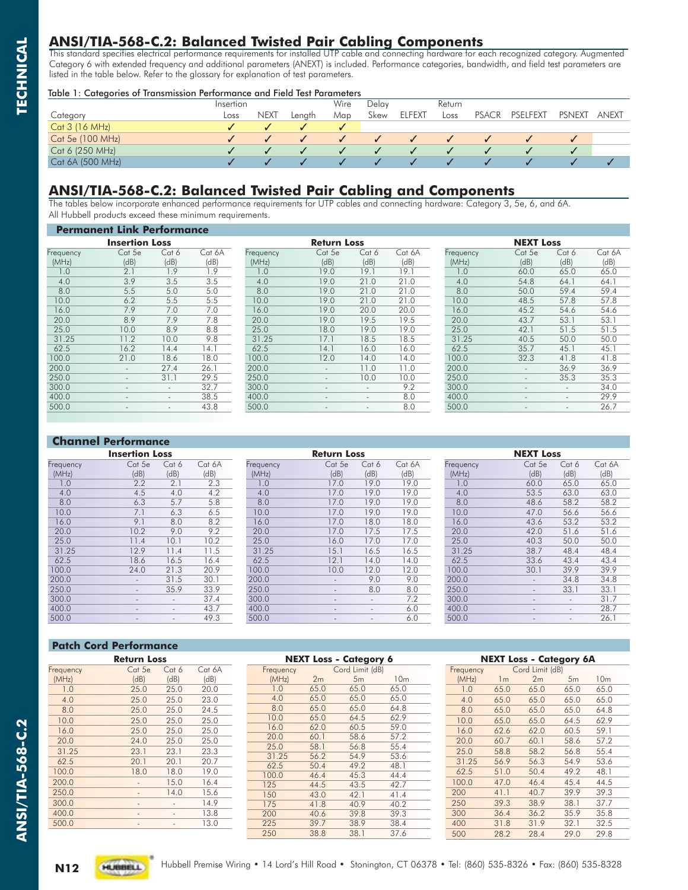## ANSI/TIA-568-C.2: Balanced Twisted Pair Cabling Components

This standard specifies electrical performance requirements for installed UTP cable and connecting hardware for each recognized category. Augmented Category 6 with extended frequency and additional parameters (ANEXT) is included. Performance categories, bandwidth, and field test parameters are listed in the table below. Refer to the glossary for explanation of test parameters.

Table 1: Categories of Transmission Performance and Field Test Parameters

| Category | Insertion Loss | NEXT | Length | Wire Map | Delay Skew | ELFEXT | Return Loss | PSACR | PSELFEXT | PSNEXT | ANEXT |
|---|---|---|---|---|---|---|---|---|---|---|---|
| Cat 3 (16 MHz) | ✓ | ✓ | ✓ | ✓ | | | | | | | |
| Cat 5e (100 MHz) | ✓ | ✓ | ✓ | ✓ | ✓ | ✓ | ✓ | ✓ | ✓ | ✓ | |
| Cat 6 (250 MHz) | ✓ | ✓ | ✓ | ✓ | ✓ | ✓ | ✓ | ✓ | ✓ | ✓ | |
| Cat 6A (500 MHz) | ✓ | ✓ | ✓ | ✓ | ✓ | ✓ | ✓ | ✓ | ✓ | ✓ | ✓ |

## ANSI/TIA-568-C.2: Balanced Twisted Pair Cabling and Components

The tables below incorporate enhanced performance requirements for UTP cables and connecting hardware: Category 3, 5e, 6, and 6A. All Hubbell products exceed these minimum requirements.

### Permanent Link Performance

**Insertion Loss**

| Frequency (MHz) | Cat 5e (dB) | Cat 6 (dB) | Cat 6A (dB) |
|---|---|---|---|
| 1.0 | 2.1 | 1.9 | 1.9 |
| 4.0 | 3.9 | 3.5 | 3.5 |
| 8.0 | 5.5 | 5.0 | 5.0 |
| 10.0 | 6.2 | 5.5 | 5.5 |
| 16.0 | 7.9 | 7.0 | 7.0 |
| 20.0 | 8.9 | 7.9 | 7.8 |
| 25.0 | 10.0 | 8.9 | 8.8 |
| 31.25 | 11.2 | 10.0 | 9.8 |
| 62.5 | 16.2 | 14.4 | 14.1 |
| 100.0 | 21.0 | 18.6 | 18.0 |
| 200.0 | - | 27.4 | 26.1 |
| 250.0 | - | 31.1 | 29.5 |
| 300.0 | - | - | 32.7 |
| 400.0 | - | - | 38.5 |
| 500.0 | - | - | 43.8 |

**Return Loss**

| Frequency (MHz) | Cat 5e (dB) | Cat 6 (dB) | Cat 6A (dB) |
|---|---|---|---|
| 1.0 | 19.0 | 19.1 | 19.1 |
| 4.0 | 19.0 | 21.0 | 21.0 |
| 8.0 | 19.0 | 21.0 | 21.0 |
| 10.0 | 19.0 | 21.0 | 21.0 |
| 16.0 | 19.0 | 20.0 | 20.0 |
| 20.0 | 19.0 | 19.5 | 19.5 |
| 25.0 | 18.0 | 19.0 | 19.0 |
| 31.25 | 17.1 | 18.5 | 18.5 |
| 62.5 | 14.1 | 16.0 | 16.0 |
| 100.0 | 12.0 | 14.0 | 14.0 |
| 200.0 | - | 11.0 | 11.0 |
| 250.0 | - | 10.0 | 10.0 |
| 300.0 | - | - | 9.2 |
| 400.0 | - | - | 8.0 |
| 500.0 | - | - | 8.0 |

**NEXT Loss**

| Frequency (MHz) | Cat 5e (dB) | Cat 6 (dB) | Cat 6A (dB) |
|---|---|---|---|
| 1.0 | 60.0 | 65.0 | 65.0 |
| 4.0 | 54.8 | 64.1 | 64.1 |
| 8.0 | 50.0 | 59.4 | 59.4 |
| 10.0 | 48.5 | 57.8 | 57.8 |
| 16.0 | 45.2 | 54.6 | 54.6 |
| 20.0 | 43.7 | 53.1 | 53.1 |
| 25.0 | 42.1 | 51.5 | 51.5 |
| 31.25 | 40.5 | 50.0 | 50.0 |
| 62.5 | 35.7 | 45.1 | 45.1 |
| 100.0 | 32.3 | 41.8 | 41.8 |
| 200.0 | - | 36.9 | 36.9 |
| 250.0 | - | 35.3 | 35.3 |
| 300.0 | - | - | 34.0 |
| 400.0 | - | - | 29.9 |
| 500.0 | - | - | 26.7 |

### Channel Performance

**Insertion Loss**

| Frequency (MHz) | Cat 5e (dB) | Cat 6 (dB) | Cat 6A (dB) |
|---|---|---|---|
| 1.0 | 2.2 | 2.1 | 2.3 |
| 4.0 | 4.5 | 4.0 | 4.2 |
| 8.0 | 6.3 | 5.7 | 5.8 |
| 10.0 | 7.1 | 6.3 | 6.5 |
| 16.0 | 9.1 | 8.0 | 8.2 |
| 20.0 | 10.2 | 9.0 | 9.2 |
| 25.0 | 11.4 | 10.1 | 10.2 |
| 31.25 | 12.9 | 11.4 | 11.5 |
| 62.5 | 18.6 | 16.5 | 16.4 |
| 100.0 | 24.0 | 21.3 | 20.9 |
| 200.0 | - | 31.5 | 30.1 |
| 250.0 | - | 35.9 | 33.9 |
| 300.0 | - | - | 37.4 |
| 400.0 | - | - | 43.7 |
| 500.0 | - | - | 49.3 |

**Return Loss**

| Frequency (MHz) | Cat 5e (dB) | Cat 6 (dB) | Cat 6A (dB) |
|---|---|---|---|
| 1.0 | 17.0 | 19.0 | 19.0 |
| 4.0 | 17.0 | 19.0 | 19.0 |
| 8.0 | 17.0 | 19.0 | 19.0 |
| 10.0 | 17.0 | 19.0 | 19.0 |
| 16.0 | 17.0 | 18.0 | 18.0 |
| 20.0 | 17.0 | 17.5 | 17.5 |
| 25.0 | 16.0 | 17.0 | 17.0 |
| 31.25 | 15.1 | 16.5 | 16.5 |
| 62.5 | 12.1 | 14.0 | 14.0 |
| 100.0 | 10.0 | 12.0 | 12.0 |
| 200.0 | - | 9.0 | 9.0 |
| 250.0 | - | 8.0 | 8.0 |
| 300.0 | - | - | 7.2 |
| 400.0 | - | - | 6.0 |
| 500.0 | - | - | 6.0 |

**NEXT Loss**

| Frequency (MHz) | Cat 5e (dB) | Cat 6 (dB) | Cat 6A (dB) |
|---|---|---|---|
| 1.0 | 60.0 | 65.0 | 65.0 |
| 4.0 | 53.5 | 63.0 | 63.0 |
| 8.0 | 48.6 | 58.2 | 58.2 |
| 10.0 | 47.0 | 56.6 | 56.6 |
| 16.0 | 43.6 | 53.2 | 53.2 |
| 20.0 | 42.0 | 51.6 | 51.6 |
| 25.0 | 40.3 | 50.0 | 50.0 |
| 31.25 | 38.7 | 48.4 | 48.4 |
| 62.5 | 33.6 | 43.4 | 43.4 |
| 100.0 | 30.1 | 39.9 | 39.9 |
| 200.0 | - | 34.8 | 34.8 |
| 250.0 | - | 33.1 | 33.1 |
| 300.0 | - | - | 31.7 |
| 400.0 | - | - | 28.7 |
| 500.0 | - | - | 26.1 |

### Patch Cord Performance

**Return Loss**

| Frequency (MHz) | Cat 5e (dB) | Cat 6 (dB) | Cat 6A (dB) |
|---|---|---|---|
| 1.0 | 25.0 | 25.0 | 20.0 |
| 4.0 | 25.0 | 25.0 | 23.0 |
| 8.0 | 25.0 | 25.0 | 24.5 |
| 10.0 | 25.0 | 25.0 | 25.0 |
| 16.0 | 25.0 | 25.0 | 25.0 |
| 20.0 | 24.0 | 25.0 | 25.0 |
| 31.25 | 23.1 | 23.1 | 23.3 |
| 62.5 | 20.1 | 20.1 | 20.7 |
| 100.0 | 18.0 | 18.0 | 19.0 |
| 200.0 | - | 15.0 | 16.4 |
| 250.0 | - | 14.0 | 15.6 |
| 300.0 | - | - | 14.9 |
| 400.0 | - | - | 13.8 |
| 500.0 | - | - | 13.0 |

**NEXT Loss - Category 6**

| Frequency (MHz) | Cord Limit (dB) 2m | 5m | 10m |
|---|---|---|---|
| 1.0 | 65.0 | 65.0 | 65.0 |
| 4.0 | 65.0 | 65.0 | 65.0 |
| 8.0 | 65.0 | 65.0 | 64.8 |
| 10.0 | 65.0 | 64.5 | 62.9 |
| 16.0 | 62.0 | 60.5 | 59.0 |
| 20.0 | 60.1 | 58.6 | 57.2 |
| 25.0 | 58.1 | 56.8 | 55.4 |
| 31.25 | 56.2 | 54.9 | 53.6 |
| 62.5 | 50.4 | 49.2 | 48.1 |
| 100.0 | 46.4 | 45.3 | 44.4 |
| 125 | 44.5 | 43.5 | 42.7 |
| 150 | 43.0 | 42.1 | 41.4 |
| 175 | 41.8 | 40.9 | 40.2 |
| 200 | 40.6 | 39.8 | 39.3 |
| 225 | 39.7 | 38.9 | 38.4 |
| 250 | 38.8 | 38.1 | 37.6 |

**NEXT Loss - Category 6A**

| Frequency (MHz) | Cord Limit (dB) 1m | 2m | 5m | 10m |
|---|---|---|---|---|
| 1.0 | 65.0 | 65.0 | 65.0 | 65.0 |
| 4.0 | 65.0 | 65.0 | 65.0 | 65.0 |
| 8.0 | 65.0 | 65.0 | 65.0 | 64.8 |
| 10.0 | 65.0 | 65.0 | 64.5 | 62.9 |
| 16.0 | 62.6 | 62.0 | 60.5 | 59.1 |
| 20.0 | 60.7 | 60.1 | 58.6 | 57.2 |
| 25.0 | 58.8 | 58.2 | 56.8 | 55.4 |
| 31.25 | 56.9 | 56.3 | 54.9 | 53.6 |
| 62.5 | 51.0 | 50.4 | 49.2 | 48.1 |
| 100.0 | 47.0 | 46.4 | 45.4 | 44.5 |
| 200 | 41.1 | 40.7 | 39.9 | 39.3 |
| 250 | 39.3 | 38.9 | 38.1 | 37.7 |
| 300 | 36.4 | 36.2 | 35.9 | 35.8 |
| 400 | 31.8 | 31.9 | 32.1 | 32.5 |
| 500 | 28.2 | 28.4 | 29.0 | 29.8 |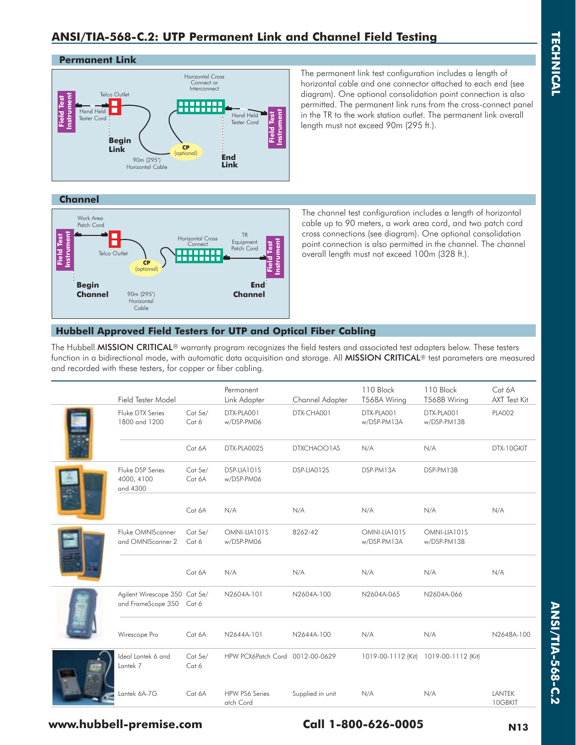# ANSI/TIA-568-C.2: UTP Permanent Link and Channel Field Testing

## Permanent Link

The permanent link test configuration includes a length of horizontal cable and one connector attached to each end (see diagram). One optional consolidation point connection is also permitted. The permanent link runs from the cross-connect panel in the TR to the work station outlet. The permanent link overall length must not exceed 90m (295 ft.).

## Channel

The channel test configuration includes a length of horizontal cable up to 90 meters, a work area cord, and two patch cord cross connections (see diagram). One optional consolidation point connection is also permitted in the channel. The channel overall length must not exceed 100m (328 ft.).

## Hubbell Approved Field Testers for UTP and Optical Fiber Cabling

The Hubbell **MISSION CRITICAL**® warranty program recognizes the field testers and associated test adapters below. These testers function in a bidirectional mode, with automatic data acquisition and storage. All **MISSION CRITICAL**® test parameters are measured and recorded with these testers, for copper or fiber cabling.

| Field Tester Model | | Permanent Link Adapter | Channel Adapter | 110 Block T568A Wiring | 110 Block T568B Wiring | Cat 6A AXT Test Kit |
|---|---|---|---|---|---|---|
| Fluke DTX Series 1800 and 1200 | Cat 5e/ Cat 6 | DTX-PLA001 w/DSP-PM06 | DTX-CHA001 | DTX-PLA001 w/DSP-PM13A | DTX-PLA001 w/DSP-PM13B | PLA002 |
| | Cat 6A | DTX-PLA0025 | DTXCHAOO1AS | N/A | N/A | DTX-10GKIT |
| Fluke DSP Series 4000, 4100 and 4300 | Cat 5e/ Cat 6A | DSP-LIA101S w/DSP-PM06 | DSP-LIA012S | DSP-PM13A | DSP-PM13B | |
| | Cat 6A | N/A | N/A | N/A | N/A | N/A |
| Fluke OMNIScanner and OMNIScanner 2 | Cat 5e/ Cat 6 | OMNI-LIA101S w/DSP-PM06 | 8262-42 | OMNI-LIA101S w/DSP-PM13A | OMNI-LIA101S w/DSP-PM13B | |
| | Cat 6A | N/A | N/A | N/A | N/A | N/A |
| Agilent Wirescope 350 and FrameScope 350 | Cat 5e/ Cat 6 | N2604A-101 | N2604A-100 | N2604A-065 | N2604A-066 | |
| Wirescope Pro | Cat 6A | N2644A-101 | N2644A-100 | N/A | N/A | N2648A-100 |
| Ideal Lantek 6 and Lantek 7 | Cat 5e/ Cat 6 | HPW PCX6Patch Cord | 0012-00-0629 | 1019-00-1112 (Kit) | 1019-00-1112 (Kit) | |
| Lantek 6A-7G | Cat 6A | HPW PS6 Series atch Cord | Supplied in unit | N/A | N/A | LANTEK 10GBKIT |

**www.hubbell-premise.com** **Call 1-800-626-0005**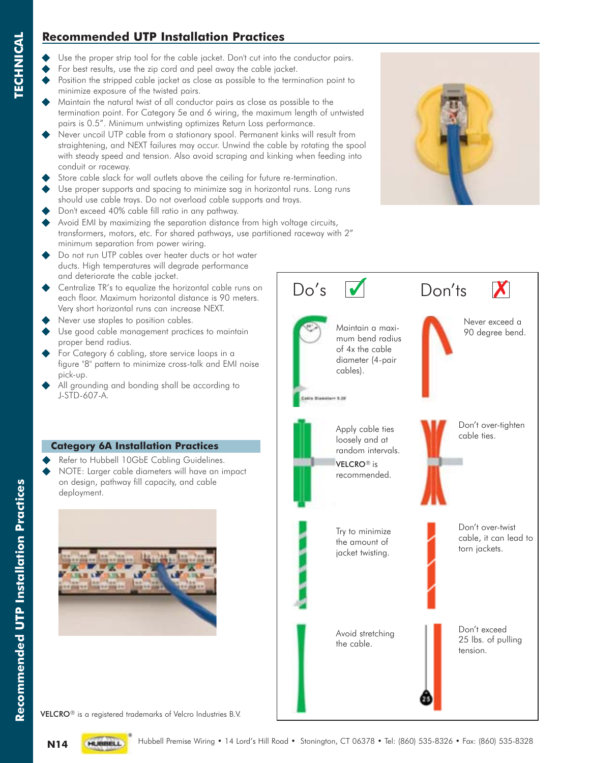## Recommended UTP Installation Practices

- Use the proper strip tool for the cable jacket. Don't cut into the conductor pairs.
- For best results, use the zip cord and peel away the cable jacket.
- Position the stripped cable jacket as close as possible to the termination point to minimize exposure of the twisted pairs.
- Maintain the natural twist of all conductor pairs as close as possible to the termination point. For Category 5e and 6 wiring, the maximum length of untwisted pairs is 0.5". Minimum untwisting optimizes Return Loss performance.
- Never uncoil UTP cable from a stationary spool. Permanent kinks will result from straightening, and NEXT failures may occur. Unwind the cable by rotating the spool with steady speed and tension. Also avoid scraping and kinking when feeding into conduit or raceway.
- Store cable slack for wall outlets above the ceiling for future re-termination.
- Use proper supports and spacing to minimize sag in horizontal runs. Long runs should use cable trays. Do not overload cable supports and trays.
- Don't exceed 40% cable fill ratio in any pathway.
- Avoid EMI by maximizing the separation distance from high voltage circuits, transformers, motors, etc. For shared pathways, use partitioned raceway with 2" minimum separation from power wiring.
- Do not run UTP cables over heater ducts or hot water ducts. High temperatures will degrade performance and deteriorate the cable jacket.
- Centralize TR's to equalize the horizontal cable runs on each floor. Maximum horizontal distance is 90 meters. Very short horizontal runs can increase NEXT.
- Never use staples to position cables.
- Use good cable management practices to maintain proper bend radius.
- For Category 6 cabling, store service loops in a figure "8" pattern to minimize cross-talk and EMI noise pick-up.
- All grounding and bonding shall be according to J-STD-607-A.

### Category 6A Installation Practices

- Refer to Hubbell 10GbE Cabling Guidelines.
- NOTE: Larger cable diameters will have an impact on design, pathway fill capacity, and cable deployment.

| Do's ✓ | Don'ts ✗ |
| --- | --- |
| Maintain a maximum bend radius of 4x the cable diameter (4-pair cables). | Never exceed a 90 degree bend. |
| Apply cable ties loosely and at random intervals. VELCRO® is recommended. | Don't over-tighten cable ties. |
| Try to minimize the amount of jacket twisting. | Don't over-twist cable, it can lead to torn jackets. |
| Avoid stretching the cable. | Don't exceed 25 lbs. of pulling tension. |

VELCRO® is a registered trademarks of Velcro Industries B.V.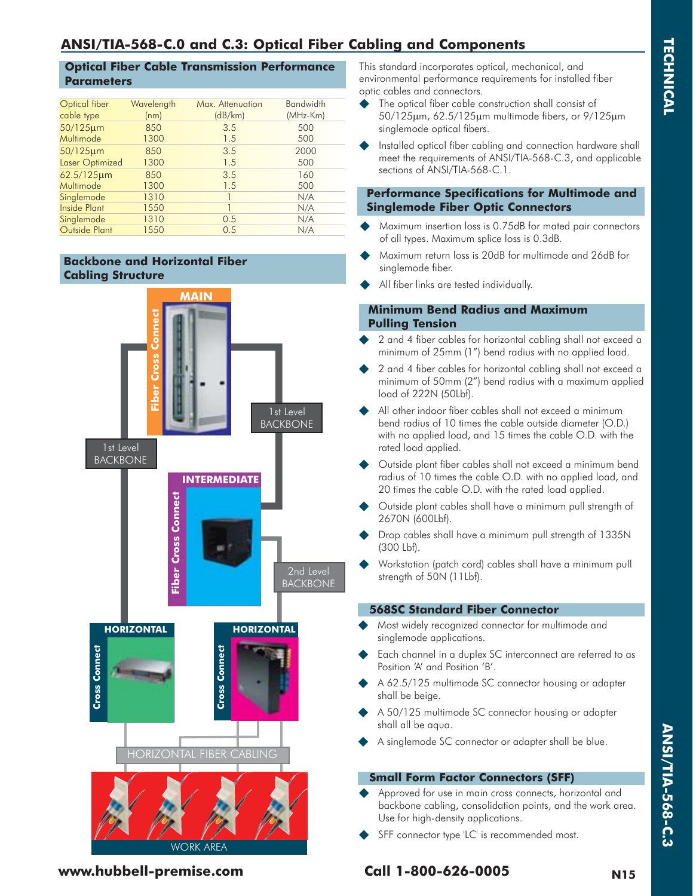## ANSI/TIA-568-C.0 and C.3: Optical Fiber Cabling and Components

### Optical Fiber Cable Transmission Performance Parameters

| Optical fiber cable type | Wavelength (nm) | Max. Attenuation (dB/km) | Bandwidth (MHz-Km) |
|---|---|---|---|
| 50/125µm Multimode | 850<br>1300 | 3.5<br>1.5 | 500<br>500 |
| 50/125µm Laser Optimized | 850<br>1300 | 3.5<br>1.5 | 2000<br>500 |
| 62.5/125µm Multimode | 850<br>1300 | 3.5<br>1.5 | 160<br>500 |
| Singlemode Inside Plant | 1310<br>1550 | 1<br>1 | N/A<br>N/A |
| Singlemode Outside Plant | 1310<br>1550 | 0.5<br>0.5 | N/A<br>N/A |

### Backbone and Horizontal Fiber Cabling Structure

MAIN — Fiber Cross Connect

1st Level BACKBONE

1st Level BACKBONE

INTERMEDIATE — Fiber Cross Connect

2nd Level BACKBONE

HORIZONTAL — Cross Connect

HORIZONTAL — Cross Connect

HORIZONTAL FIBER CABLING

WORK AREA

This standard incorporates optical, mechanical, and environmental performance requirements for installed fiber optic cables and connectors.

- The optical fiber cable construction shall consist of 50/125µm, 62.5/125µm multimode fibers, or 9/125µm singlemode optical fibers.
- Installed optical fiber cabling and connection hardware shall meet the requirements of ANSI/TIA-568-C.3, and applicable sections of ANSI/TIA-568-C.1.

### Performance Specifications for Multimode and Singlemode Fiber Optic Connectors

- Maximum insertion loss is 0.75dB for mated pair connectors of all types. Maximum splice loss is 0.3dB.
- Maximum return loss is 20dB for multimode and 26dB for singlemode fiber.
- All fiber links are tested individually.

### Minimum Bend Radius and Maximum Pulling Tension

- 2 and 4 fiber cables for horizontal cabling shall not exceed a minimum of 25mm (1") bend radius with no applied load.
- 2 and 4 fiber cables for horizontal cabling shall not exceed a minimum of 50mm (2") bend radius with a maximum applied load of 222N (50Lbf).
- All other indoor fiber cables shall not exceed a minimum bend radius of 10 times the cable outside diameter (O.D.) with no applied load, and 15 times the cable O.D. with the rated load applied.
- Outside plant fiber cables shall not exceed a minimum bend radius of 10 times the cable O.D. with no applied load, and 20 times the cable O.D. with the rated load applied.
- Outside plant cables shall have a minimum pull strength of 2670N (600Lbf).
- Drop cables shall have a minimum pull strength of 1335N (300 Lbf).
- Workstation (patch cord) cables shall have a minimum pull strength of 50N (11Lbf).

### 568SC Standard Fiber Connector

- Most widely recognized connector for multimode and singlemode applications.
- Each channel in a duplex SC interconnect are referred to as Position 'A' and Position 'B'.
- A 62.5/125 multimode SC connector housing or adapter shall be beige.
- A 50/125 multimode SC connector housing or adapter shall all be aqua.
- A singlemode SC connector or adapter shall be blue.

### Small Form Factor Connectors (SFF)

- Approved for use in main cross connects, horizontal and backbone cabling, consolidation points, and the work area. Use for high-density applications.
- SFF connector type 'LC' is recommended most.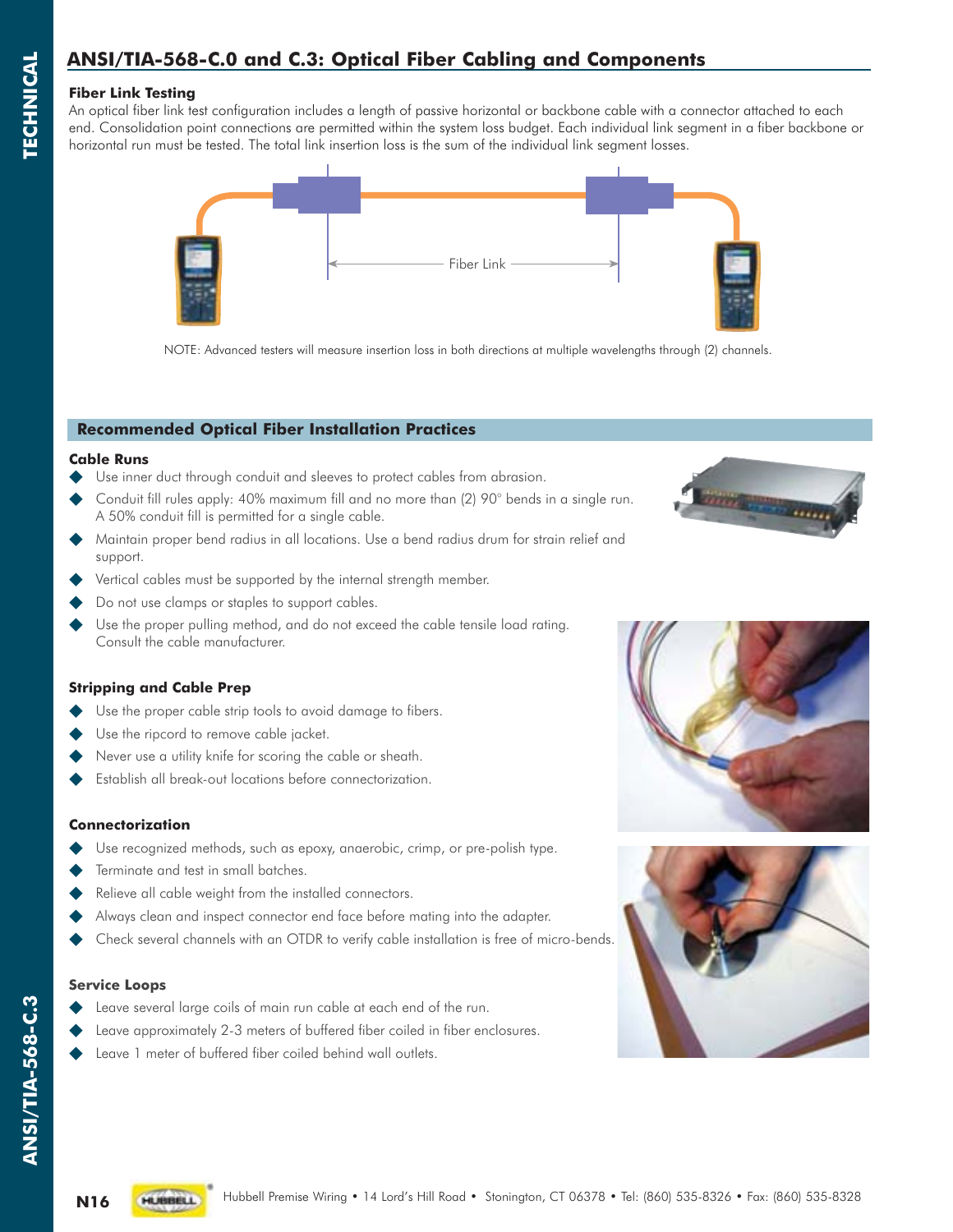## ANSI/TIA-568-C.0 and C.3: Optical Fiber Cabling and Components

### Fiber Link Testing

An optical fiber link test configuration includes a length of passive horizontal or backbone cable with a connector attached to each end. Consolidation point connections are permitted within the system loss budget. Each individual link segment in a fiber backbone or horizontal run must be tested. The total link insertion loss is the sum of the individual link segment losses.

Fiber Link

NOTE: Advanced testers will measure insertion loss in both directions at multiple wavelengths through (2) channels.

### Recommended Optical Fiber Installation Practices

**Cable Runs**

- Use inner duct through conduit and sleeves to protect cables from abrasion.
- Conduit fill rules apply: 40% maximum fill and no more than (2) 90° bends in a single run. A 50% conduit fill is permitted for a single cable.
- Maintain proper bend radius in all locations. Use a bend radius drum for strain relief and support.
- Vertical cables must be supported by the internal strength member.
- Do not use clamps or staples to support cables.
- Use the proper pulling method, and do not exceed the cable tensile load rating. Consult the cable manufacturer.

**Stripping and Cable Prep**

- Use the proper cable strip tools to avoid damage to fibers.
- Use the ripcord to remove cable jacket.
- Never use a utility knife for scoring the cable or sheath.
- Establish all break-out locations before connectorization.

**Connectorization**

- Use recognized methods, such as epoxy, anaerobic, crimp, or pre-polish type.
- Terminate and test in small batches.
- Relieve all cable weight from the installed connectors.
- Always clean and inspect connector end face before mating into the adapter.
- Check several channels with an OTDR to verify cable installation is free of micro-bends.

**Service Loops**

- Leave several large coils of main run cable at each end of the run.
- Leave approximately 2-3 meters of buffered fiber coiled in fiber enclosures.
- Leave 1 meter of buffered fiber coiled behind wall outlets.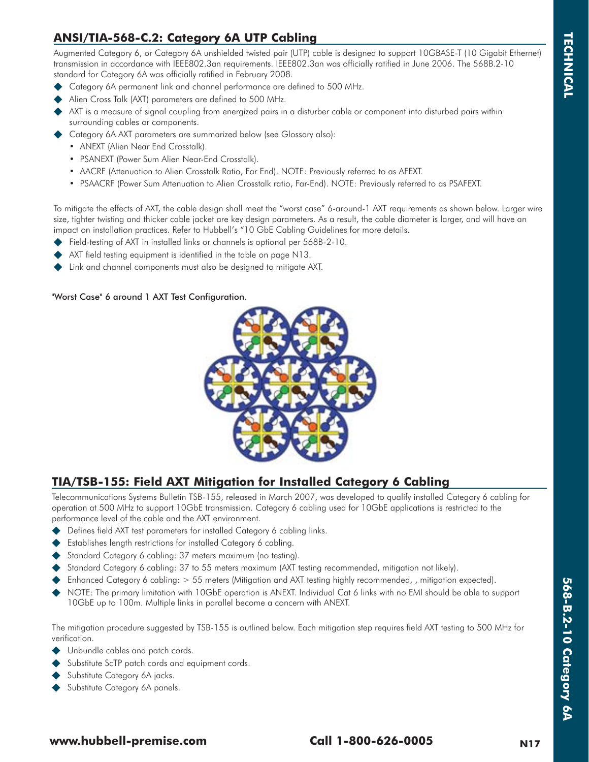## ANSI/TIA-568-C.2: Category 6A UTP Cabling

Augmented Category 6, or Category 6A unshielded twisted pair (UTP) cable is designed to support 10GBASE-T (10 Gigabit Ethernet) transmission in accordance with IEEE802.3an requirements. IEEE802.3an was officially ratified in June 2006. The 568B.2-10 standard for Category 6A was officially ratified in February 2008.

- Category 6A permanent link and channel performance are defined to 500 MHz.
- Alien Cross Talk (AXT) parameters are defined to 500 MHz.
- AXT is a measure of signal coupling from energized pairs in a disturber cable or component into disturbed pairs within surrounding cables or components.
- Category 6A AXT parameters are summarized below (see Glossary also):
  - ANEXT (Alien Near End Crosstalk).
  - PSANEXT (Power Sum Alien Near-End Crosstalk).
  - AACRF (Attenuation to Alien Crosstalk Ratio, Far End). NOTE: Previously referred to as AFEXT.
  - PSAACRF (Power Sum Attenuation to Alien Crosstalk ratio, Far-End). NOTE: Previously referred to as PSAFEXT.

To mitigate the effects of AXT, the cable design shall meet the "worst case" 6-around-1 AXT requirements as shown below. Larger wire size, tighter twisting and thicker cable jacket are key design parameters. As a result, the cable diameter is larger, and will have an impact on installation practices. Refer to Hubbell's "10 GbE Cabling Guidelines for more details.

- Field-testing of AXT in installed links or channels is optional per 568B-2-10.
- AXT field testing equipment is identified in the table on page N13.
- Link and channel components must also be designed to mitigate AXT.

"Worst Case" 6 around 1 AXT Test Configuration.

## TIA/TSB-155: Field AXT Mitigation for Installed Category 6 Cabling

Telecommunications Systems Bulletin TSB-155, released in March 2007, was developed to qualify installed Category 6 cabling for operation at 500 MHz to support 10GbE transmission. Category 6 cabling used for 10GbE applications is restricted to the performance level of the cable and the AXT environment.

- Defines field AXT test parameters for installed Category 6 cabling links.
- Establishes length restrictions for installed Category 6 cabling.
- Standard Category 6 cabling: 37 meters maximum (no testing).
- Standard Category 6 cabling: 37 to 55 meters maximum (AXT testing recommended, mitigation not likely).
- Enhanced Category 6 cabling: > 55 meters (Mitigation and AXT testing highly recommended, , mitigation expected).
- NOTE: The primary limitation with 10GbE operation is ANEXT. Individual Cat 6 links with no EMI should be able to support 10GbE up to 100m. Multiple links in parallel become a concern with ANEXT.

The mitigation procedure suggested by TSB-155 is outlined below. Each mitigation step requires field AXT testing to 500 MHz for verification.

- Unbundle cables and patch cords.
- Substitute ScTP patch cords and equipment cords.
- Substitute Category 6A jacks.
- Substitute Category 6A panels.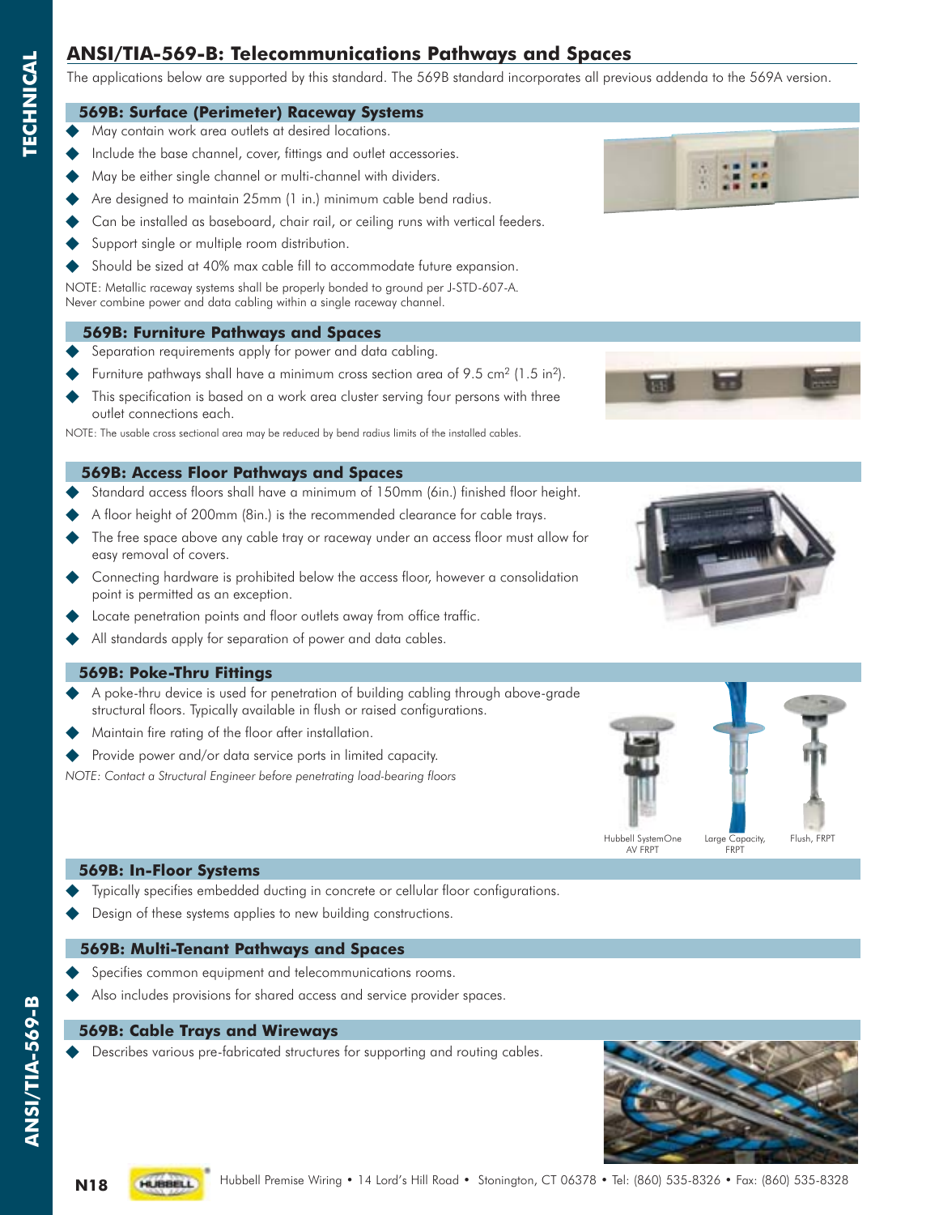# ANSI/TIA-569-B: Telecommunications Pathways and Spaces

The applications below are supported by this standard. The 569B standard incorporates all previous addenda to the 569A version.

## 569B: Surface (Perimeter) Raceway Systems

- May contain work area outlets at desired locations.
- Include the base channel, cover, fittings and outlet accessories.
- May be either single channel or multi-channel with dividers.
- Are designed to maintain 25mm (1 in.) minimum cable bend radius.
- Can be installed as baseboard, chair rail, or ceiling runs with vertical feeders.
- Support single or multiple room distribution.
- Should be sized at 40% max cable fill to accommodate future expansion.

NOTE: Metallic raceway systems shall be properly bonded to ground per J-STD-607-A. Never combine power and data cabling within a single raceway channel.

## 569B: Furniture Pathways and Spaces

- Separation requirements apply for power and data cabling.
- Furniture pathways shall have a minimum cross section area of 9.5 $cm^2$ (1.5 $in^2$).
- This specification is based on a work area cluster serving four persons with three outlet connections each.

NOTE: The usable cross sectional area may be reduced by bend radius limits of the installed cables.

## 569B: Access Floor Pathways and Spaces

- Standard access floors shall have a minimum of 150mm (6in.) finished floor height.
- A floor height of 200mm (8in.) is the recommended clearance for cable trays.
- The free space above any cable tray or raceway under an access floor must allow for easy removal of covers.
- Connecting hardware is prohibited below the access floor, however a consolidation point is permitted as an exception.
- Locate penetration points and floor outlets away from office traffic.
- All standards apply for separation of power and data cables.

## 569B: Poke-Thru Fittings

- A poke-thru device is used for penetration of building cabling through above-grade structural floors. Typically available in flush or raised configurations.
- Maintain fire rating of the floor after installation.
- Provide power and/or data service ports in limited capacity.

*NOTE: Contact a Structural Engineer before penetrating load-bearing floors*

Hubbell SystemOne AV FRPT

Large Capacity, FRPT

Flush, FRPT

## 569B: In-Floor Systems

- Typically specifies embedded ducting in concrete or cellular floor configurations.
- Design of these systems applies to new building constructions.

## 569B: Multi-Tenant Pathways and Spaces

- Specifies common equipment and telecommunications rooms.
- Also includes provisions for shared access and service provider spaces.

## 569B: Cable Trays and Wireways

- Describes various pre-fabricated structures for supporting and routing cables.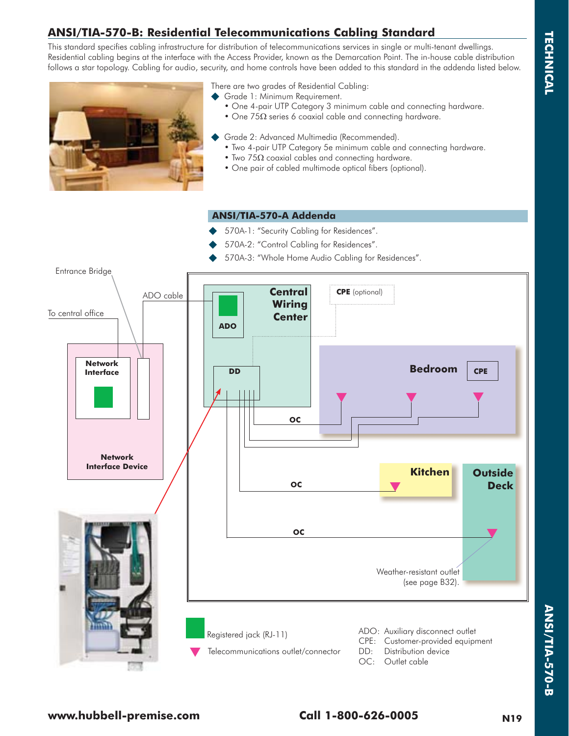## ANSI/TIA-570-B: Residential Telecommunications Cabling Standard

This standard specifies cabling infrastructure for distribution of telecommunications services in single or multi-tenant dwellings. Residential cabling begins at the interface with the Access Provider, known as the Demarcation Point. The in-house cable distribution follows a star topology. Cabling for audio, security, and home controls have been added to this standard in the addenda listed below.

There are two grades of Residential Cabling:

- Grade 1: Minimum Requirement.
  - One 4-pair UTP Category 3 minimum cable and connecting hardware.
  - One 75Ω series 6 coaxial cable and connecting hardware.
- Grade 2: Advanced Multimedia (Recommended).
  - Two 4-pair UTP Category 5e minimum cable and connecting hardware.
  - Two 75Ω coaxial cables and connecting hardware.
  - One pair of cabled multimode optical fibers (optional).

### ANSI/TIA-570-A Addenda

- 570A-1: "Security Cabling for Residences".
- 570A-2: "Control Cabling for Residences".
- 570A-3: "Whole Home Audio Cabling for Residences".

Entrance Bridge

ADO cable

To central office

Network Interface

Network Interface Device

Central Wiring Center

ADO

DD

CPE (optional)

Bedroom

CPE

OC

Kitchen

Outside Deck

OC

OC

Weather-resistant outlet (see page B32).

Registered jack (RJ-11)

Telecommunications outlet/connector

ADO: Auxiliary disconnect outlet
CPE: Customer-provided equipment
DD: Distribution device
OC: Outlet cable

www.hubbell-premise.com

Call 1-800-626-0005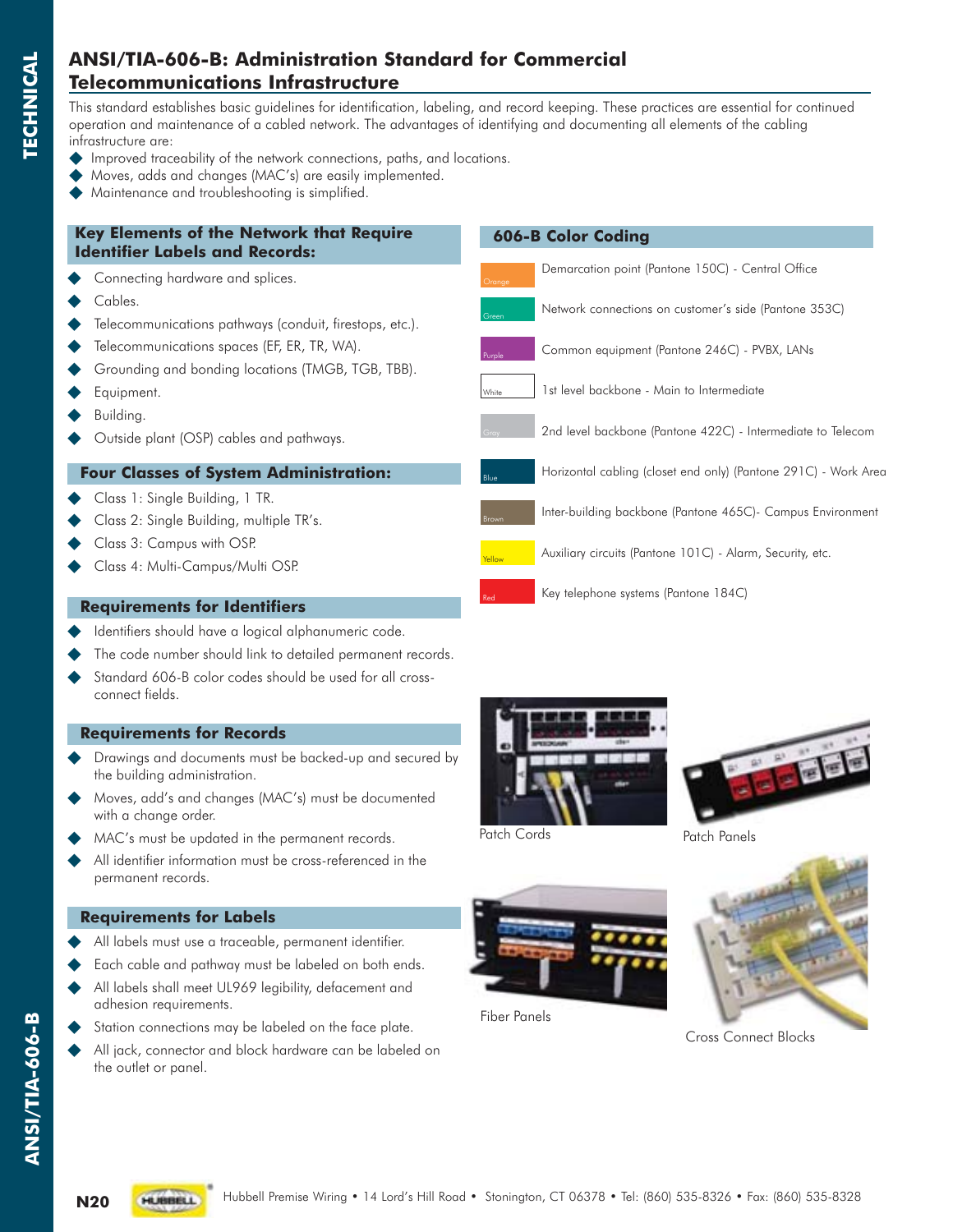# ANSI/TIA-606-B: Administration Standard for Commercial Telecommunications Infrastructure

This standard establishes basic guidelines for identification, labeling, and record keeping. These practices are essential for continued operation and maintenance of a cabled network. The advantages of identifying and documenting all elements of the cabling infrastructure are:

- Improved traceability of the network connections, paths, and locations.
- Moves, adds and changes (MAC's) are easily implemented.
- Maintenance and troubleshooting is simplified.

## Key Elements of the Network that Require Identifier Labels and Records:

- Connecting hardware and splices.
- Cables.
- Telecommunications pathways (conduit, firestops, etc.).
- Telecommunications spaces (EF, ER, TR, WA).
- Grounding and bonding locations (TMGB, TGB, TBB).
- Equipment.
- Building.
- Outside plant (OSP) cables and pathways.

## Four Classes of System Administration:

- Class 1: Single Building, 1 TR.
- Class 2: Single Building, multiple TR's.
- Class 3: Campus with OSP.
- Class 4: Multi-Campus/Multi OSP.

## Requirements for Identifiers

- Identifiers should have a logical alphanumeric code.
- The code number should link to detailed permanent records.
- Standard 606-B color codes should be used for all cross-connect fields.

## Requirements for Records

- Drawings and documents must be backed-up and secured by the building administration.
- Moves, add's and changes (MAC's) must be documented with a change order.
- MAC's must be updated in the permanent records.
- All identifier information must be cross-referenced in the permanent records.

## Requirements for Labels

- All labels must use a traceable, permanent identifier.
- Each cable and pathway must be labeled on both ends.
- All labels shall meet UL969 legibility, defacement and adhesion requirements.
- Station connections may be labeled on the face plate.
- All jack, connector and block hardware can be labeled on the outlet or panel.

## 606-B Color Coding

| Color | Description |
| --- | --- |
| Orange | Demarcation point (Pantone 150C) - Central Office |
| Green | Network connections on customer's side (Pantone 353C) |
| Purple | Common equipment (Pantone 246C) - PVBX, LANs |
| White | 1st level backbone - Main to Intermediate |
| Gray | 2nd level backbone (Pantone 422C) - Intermediate to Telecom |
| Blue | Horizontal cabling (closet end only) (Pantone 291C) - Work Area |
| Brown | Inter-building backbone (Pantone 465C)- Campus Environment |
| Yellow | Auxiliary circuits (Pantone 101C) - Alarm, Security, etc. |
| Red | Key telephone systems (Pantone 184C) |

Patch Cords

Patch Panels

Fiber Panels

Cross Connect Blocks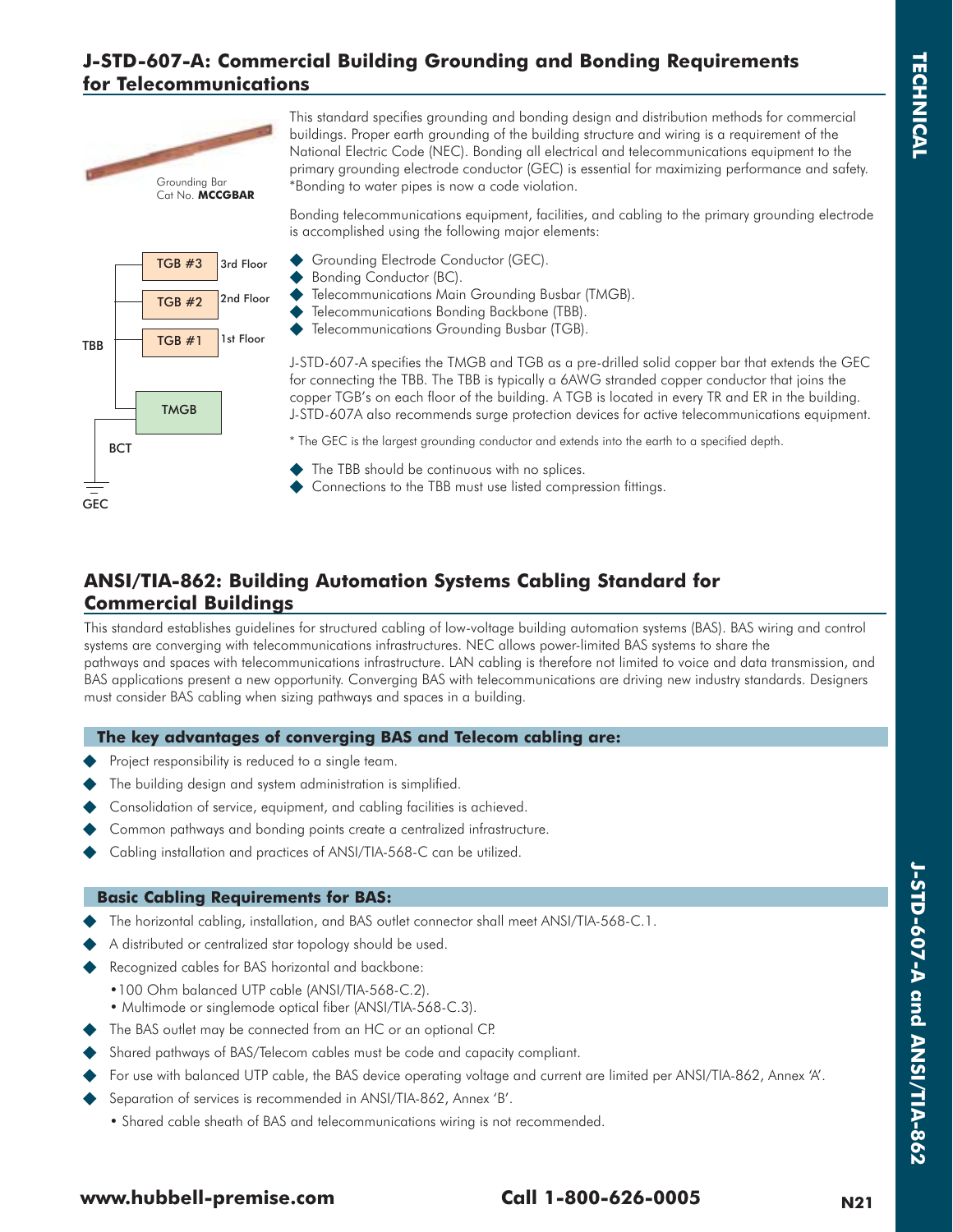## J-STD-607-A: Commercial Building Grounding and Bonding Requirements for Telecommunications

Grounding Bar
Cat No. **MCCGBAR**

TGB #3 — 3rd Floor
TGB #2 — 2nd Floor
TGB #1 — 1st Floor
TBB
TMGB
BCT
GEC

This standard specifies grounding and bonding design and distribution methods for commercial buildings. Proper earth grounding of the building structure and wiring is a requirement of the National Electric Code (NEC). Bonding all electrical and telecommunications equipment to the primary grounding electrode conductor (GEC) is essential for maximizing performance and safety. *Bonding to water pipes is now a code violation.

Bonding telecommunications equipment, facilities, and cabling to the primary grounding electrode is accomplished using the following major elements:

- Grounding Electrode Conductor (GEC).
- Bonding Conductor (BC).
- Telecommunications Main Grounding Busbar (TMGB).
- Telecommunications Bonding Backbone (TBB).
- Telecommunications Grounding Busbar (TGB).

J-STD-607-A specifies the TMGB and TGB as a pre-drilled solid copper bar that extends the GEC for connecting the TBB. The TBB is typically a 6AWG stranded copper conductor that joins the copper TGB's on each floor of the building. A TGB is located in every TR and ER in the building. J-STD-607A also recommends surge protection devices for active telecommunications equipment.

* The GEC is the largest grounding conductor and extends into the earth to a specified depth.

- The TBB should be continuous with no splices.
- Connections to the TBB must use listed compression fittings.

## ANSI/TIA-862: Building Automation Systems Cabling Standard for Commercial Buildings

This standard establishes guidelines for structured cabling of low-voltage building automation systems (BAS). BAS wiring and control systems are converging with telecommunications infrastructures. NEC allows power-limited BAS systems to share the pathways and spaces with telecommunications infrastructure. LAN cabling is therefore not limited to voice and data transmission, and BAS applications present a new opportunity. Converging BAS with telecommunications are driving new industry standards. Designers must consider BAS cabling when sizing pathways and spaces in a building.

### The key advantages of converging BAS and Telecom cabling are:

- Project responsibility is reduced to a single team.
- The building design and system administration is simplified.
- Consolidation of service, equipment, and cabling facilities is achieved.
- Common pathways and bonding points create a centralized infrastructure.
- Cabling installation and practices of ANSI/TIA-568-C can be utilized.

### Basic Cabling Requirements for BAS:

- The horizontal cabling, installation, and BAS outlet connector shall meet ANSI/TIA-568-C.1.
- A distributed or centralized star topology should be used.
- Recognized cables for BAS horizontal and backbone:
  - 100 Ohm balanced UTP cable (ANSI/TIA-568-C.2).
  - Multimode or singlemode optical fiber (ANSI/TIA-568-C.3).
- The BAS outlet may be connected from an HC or an optional CP.
- Shared pathways of BAS/Telecom cables must be code and capacity compliant.
- For use with balanced UTP cable, the BAS device operating voltage and current are limited per ANSI/TIA-862, Annex 'A'.
- Separation of services is recommended in ANSI/TIA-862, Annex 'B'.
  - Shared cable sheath of BAS and telecommunications wiring is not recommended.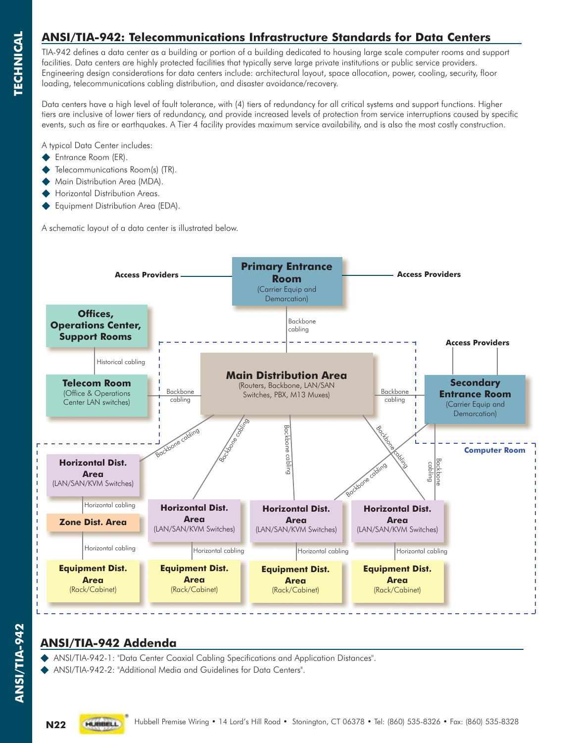## ANSI/TIA-942: Telecommunications Infrastructure Standards for Data Centers

TIA-942 defines a data center as a building or portion of a building dedicated to housing large scale computer rooms and support facilities. Data centers are highly protected facilities that typically serve large private institutions or public service providers. Engineering design considerations for data centers include: architectural layout, space allocation, power, cooling, security, floor loading, telecommunications cabling distribution, and disaster avoidance/recovery.

Data centers have a high level of fault tolerance, with (4) tiers of redundancy for all critical systems and support functions. Higher tiers are inclusive of lower tiers of redundancy, and provide increased levels of protection from service interruptions caused by specific events, such as fire or earthquakes. A Tier 4 facility provides maximum service availability, and is also the most costly construction.

A typical Data Center includes:

- Entrance Room (ER).
- Telecommunications Room(s) (TR).
- Main Distribution Area (MDA).
- Horizontal Distribution Areas.
- Equipment Distribution Area (EDA).

A schematic layout of a data center is illustrated below.

Access Providers — **Primary Entrance Room** (Carrier Equip and Demarcation) — Access Providers

Backbone cabling

**Offices, Operations Center, Support Rooms**

Historical cabling

**Telecom Room** (Office & Operations Center LAN switches)

Backbone cabling

**Main Distribution Area** (Routers, Backbone, LAN/SAN Switches, PBX, M13 Muxes)

Backbone cabling

Access Providers

**Secondary Entrance Room** (Carrier Equip and Demarcation)

Computer Room

Backbone cabling

**Horizontal Dist. Area** (LAN/SAN/KVM Switches)

Horizontal cabling

**Zone Dist. Area**

Horizontal cabling

**Equipment Dist. Area** (Rack/Cabinet)

**Horizontal Dist. Area** (LAN/SAN/KVM Switches) — Horizontal cabling — **Equipment Dist. Area** (Rack/Cabinet)

**Horizontal Dist. Area** (LAN/SAN/KVM Switches) — Horizontal cabling — **Equipment Dist. Area** (Rack/Cabinet)

**Horizontal Dist. Area** (LAN/SAN/KVM Switches) — Horizontal cabling — **Equipment Dist. Area** (Rack/Cabinet)

## ANSI/TIA-942 Addenda

- ANSI/TIA-942-1: "Data Center Coaxial Cabling Specifications and Application Distances".
- ANSI/TIA-942-2: "Additional Media and Guidelines for Data Centers".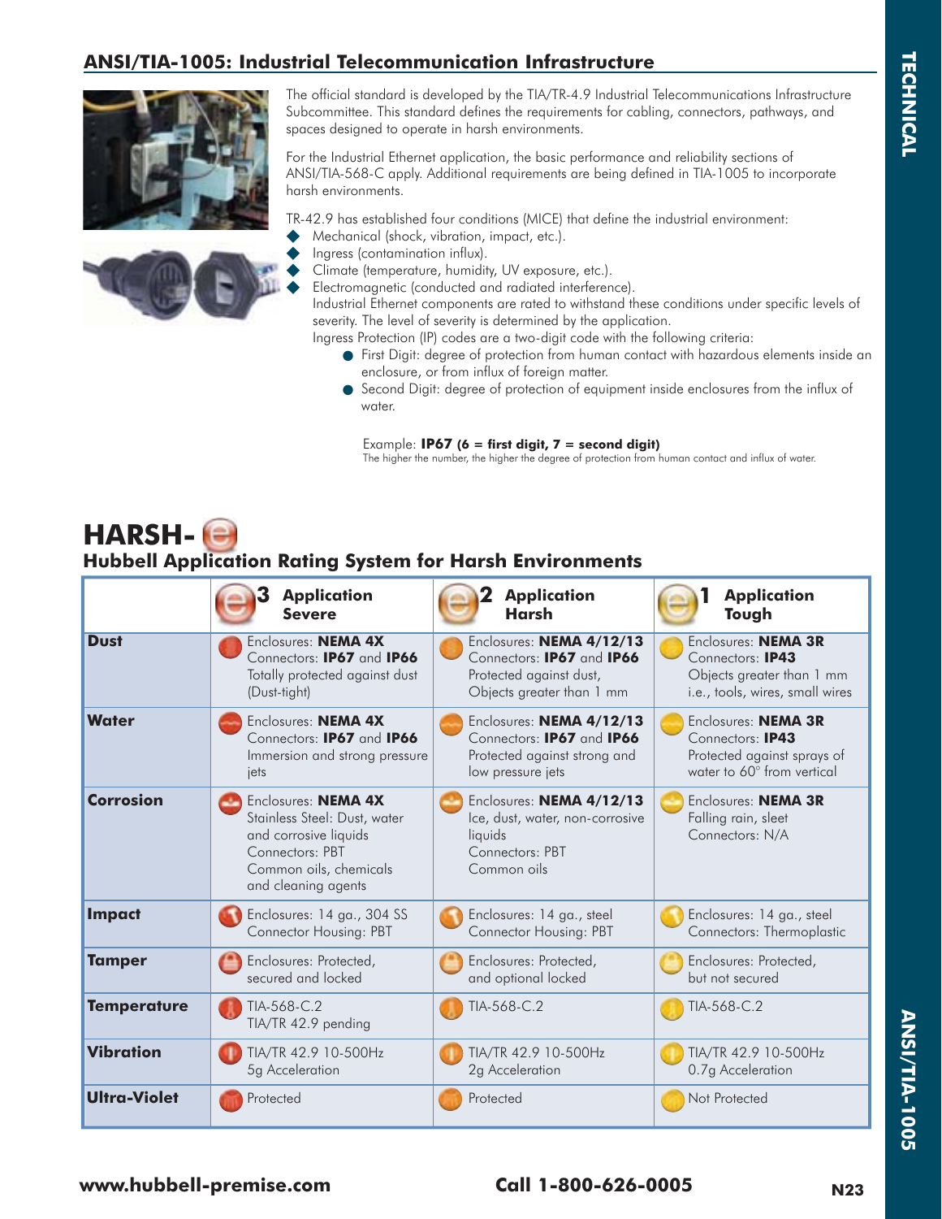## ANSI/TIA-1005: Industrial Telecommunication Infrastructure

The official standard is developed by the TIA/TR-4.9 Industrial Telecommunications Infrastructure Subcommittee. This standard defines the requirements for cabling, connectors, pathways, and spaces designed to operate in harsh environments.

For the Industrial Ethernet application, the basic performance and reliability sections of ANSI/TIA-568-C apply. Additional requirements are being defined in TIA-1005 to incorporate harsh environments.

TR-42.9 has established four conditions (MICE) that define the industrial environment:

- Mechanical (shock, vibration, impact, etc.).
- Ingress (contamination influx).
- Climate (temperature, humidity, UV exposure, etc.).
- Electromagnetic (conducted and radiated interference).

Industrial Ethernet components are rated to withstand these conditions under specific levels of severity. The level of severity is determined by the application.

Ingress Protection (IP) codes are a two-digit code with the following criteria:

- First Digit: degree of protection from human contact with hazardous elements inside an enclosure, or from influx of foreign matter.
- Second Digit: degree of protection of equipment inside enclosures from the influx of water.

Example: **IP67 (6 = first digit, 7 = second digit)**
The higher the number, the higher the degree of protection from human contact and influx of water.

# HARSH-e

## Hubbell Application Rating System for Harsh Environments

| | 3 Application Severe | 2 Application Harsh | 1 Application Tough |
|---|---|---|---|
| **Dust** | Enclosures: **NEMA 4X**<br>Connectors: **IP67** and **IP66**<br>Totally protected against dust (Dust-tight) | Enclosures: **NEMA 4/12/13**<br>Connectors: **IP67** and **IP66**<br>Protected against dust, Objects greater than 1 mm | Enclosures: **NEMA 3R**<br>Connectors: **IP43**<br>Objects greater than 1 mm i.e., tools, wires, small wires |
| **Water** | Enclosures: **NEMA 4X**<br>Connectors: **IP67** and **IP66**<br>Immersion and strong pressure jets | Enclosures: **NEMA 4/12/13**<br>Connectors: **IP67** and **IP66**<br>Protected against strong and low pressure jets | Enclosures: **NEMA 3R**<br>Connectors: **IP43**<br>Protected against sprays of water to 60° from vertical |
| **Corrosion** | Enclosures: **NEMA 4X**<br>Stainless Steel: Dust, water and corrosive liquids<br>Connectors: PBT<br>Common oils, chemicals and cleaning agents | Enclosures: **NEMA 4/12/13**<br>Ice, dust, water, non-corrosive liquids<br>Connectors: PBT<br>Common oils | Enclosures: **NEMA 3R**<br>Falling rain, sleet<br>Connectors: N/A |
| **Impact** | Enclosures: 14 ga., 304 SS<br>Connector Housing: PBT | Enclosures: 14 ga., steel<br>Connector Housing: PBT | Enclosures: 14 ga., steel<br>Connectors: Thermoplastic |
| **Tamper** | Enclosures: Protected, secured and locked | Enclosures: Protected, and optional locked | Enclosures: Protected, but not secured |
| **Temperature** | TIA-568-C.2<br>TIA/TR 42.9 pending | TIA-568-C.2 | TIA-568-C.2 |
| **Vibration** | TIA/TR 42.9 10-500Hz<br>5g Acceleration | TIA/TR 42.9 10-500Hz<br>2g Acceleration | TIA/TR 42.9 10-500Hz<br>0.7g Acceleration |
| **Ultra-Violet** | Protected | Protected | Not Protected |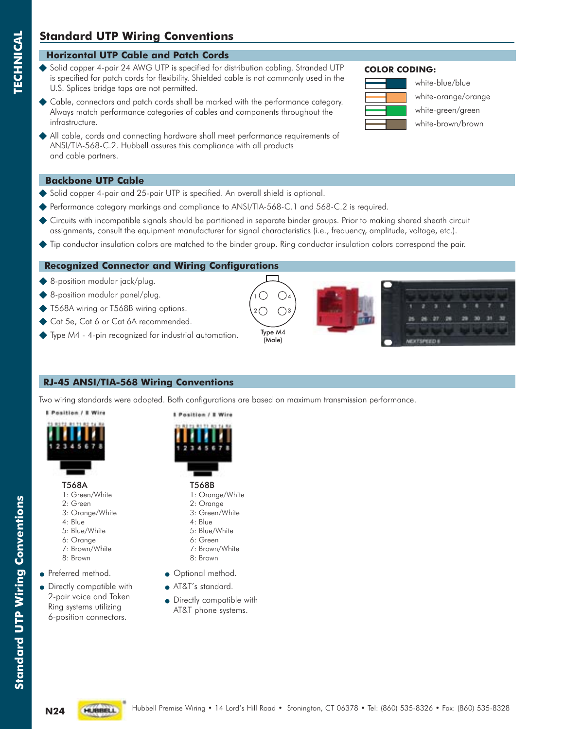# Standard UTP Wiring Conventions

## Horizontal UTP Cable and Patch Cords

- Solid copper 4-pair 24 AWG UTP is specified for distribution cabling. Stranded UTP is specified for patch cords for flexibility. Shielded cable is not commonly used in the U.S. Splices bridge taps are not permitted.
- Cable, connectors and patch cords shall be marked with the performance category. Always match performance categories of cables and components throughout the infrastructure.
- All cable, cords and connecting hardware shall meet performance requirements of ANSI/TIA-568-C.2. Hubbell assures this compliance with all products and cable partners.

**COLOR CODING:**

- white-blue/blue
- white-orange/orange
- white-green/green
- white-brown/brown

## Backbone UTP Cable

- Solid copper 4-pair and 25-pair UTP is specified. An overall shield is optional.
- Performance category markings and compliance to ANSI/TIA-568-C.1 and 568-C.2 is required.
- Circuits with incompatible signals should be partitioned in separate binder groups. Prior to making shared sheath circuit assignments, consult the equipment manufacturer for signal characteristics (i.e., frequency, amplitude, voltage, etc.).
- Tip conductor insulation colors are matched to the binder group. Ring conductor insulation colors correspond the pair.

## Recognized Connector and Wiring Configurations

- 8-position modular jack/plug.
- 8-position modular panel/plug.
- T568A wiring or T568B wiring options.
- Cat 5e, Cat 6 or Cat 6A recommended.
- Type M4 - 4-pin recognized for industrial automation.

Type M4 (Male)

## RJ-45 ANSI/TIA-568 Wiring Conventions

Two wiring standards were adopted. Both configurations are based on maximum transmission performance.

8 Position / 8 Wire

**T568A**

1: Green/White
2: Green
3: Orange/White
4: Blue
5: Blue/White
6: Orange
7: Brown/White
8: Brown

- Preferred method.
- Directly compatible with 2-pair voice and Token Ring systems utilizing 6-position connectors.

8 Position / 8 Wire

**T568B**

1: Orange/White
2: Orange
3: Green/White
4: Blue
5: Blue/White
6: Green
7: Brown/White
8: Brown

- Optional method.
- AT&T's standard.
- Directly compatible with AT&T phone systems.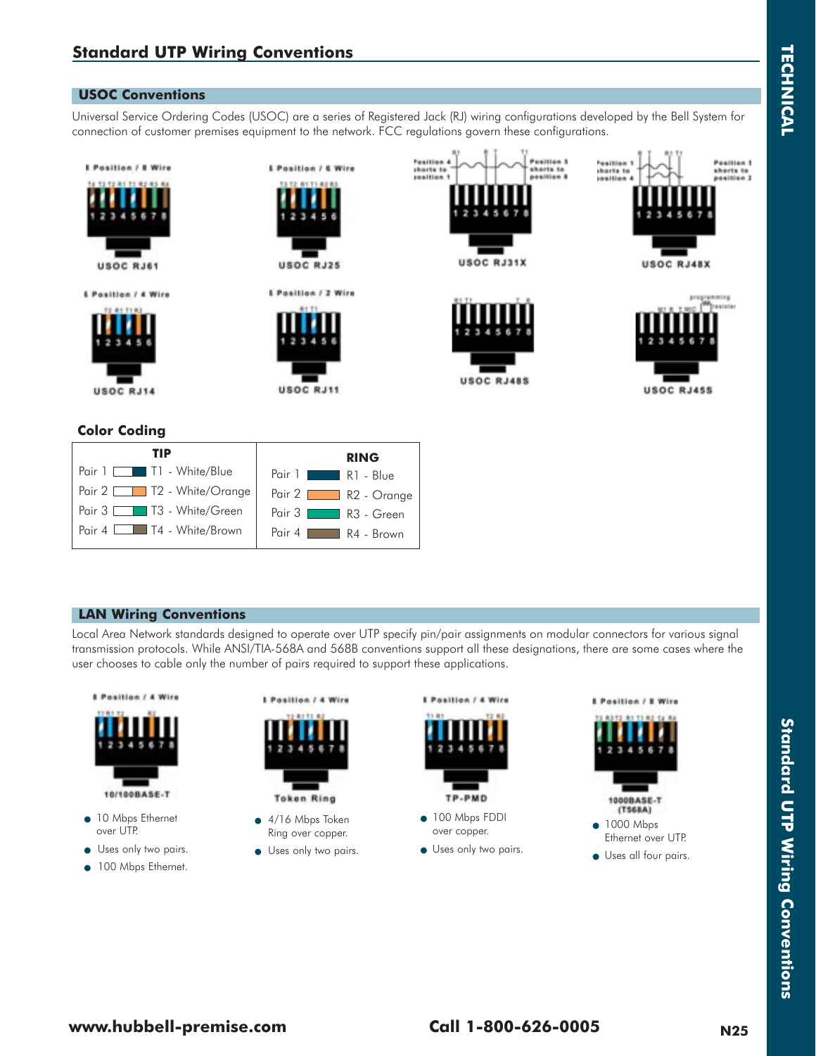## Standard UTP Wiring Conventions

### USOC Conventions

Universal Service Ordering Codes (USOC) are a series of Registered Jack (RJ) wiring configurations developed by the Bell System for connection of customer premises equipment to the network. FCC regulations govern these configurations.

8 Position / 8 Wire

USOC RJ61

6 Position / 6 Wire

USOC RJ25

Position 4 shorts to position 1 — Position 5 shorts to position 8

USOC RJ31X

Position 1 shorts to position 4 — Position 1 shorts to position 2

USOC RJ48X

6 Position / 4 Wire

USOC RJ14

6 Position / 2 Wire

USOC RJ11

USOC RJ48S

programming resistor

USOC RJ45S

### Color Coding

| TIP | | RING | |
|---|---|---|---|
| Pair 1 | T1 - White/Blue | Pair 1 | R1 - Blue |
| Pair 2 | T2 - White/Orange | Pair 2 | R2 - Orange |
| Pair 3 | T3 - White/Green | Pair 3 | R3 - Green |
| Pair 4 | T4 - White/Brown | Pair 4 | R4 - Brown |

### LAN Wiring Conventions

Local Area Network standards designed to operate over UTP specify pin/pair assignments on modular connectors for various signal transmission protocols. While ANSI/TIA-568A and 568B conventions support all these designations, there are some cases where the user chooses to cable only the number of pairs required to support these applications.

8 Position / 4 Wire

10/100BASE-T

- 10 Mbps Ethernet over UTP.
- Uses only two pairs.
- 100 Mbps Ethernet.

8 Position / 4 Wire

Token Ring

- 4/16 Mbps Token Ring over copper.
- Uses only two pairs.

8 Position / 4 Wire

TP-PMD

- 100 Mbps FDDI over copper.
- Uses only two pairs.

8 Position / 8 Wire

1000BASE-T (T568A)

- 1000 Mbps Ethernet over UTP.
- Uses all four pairs.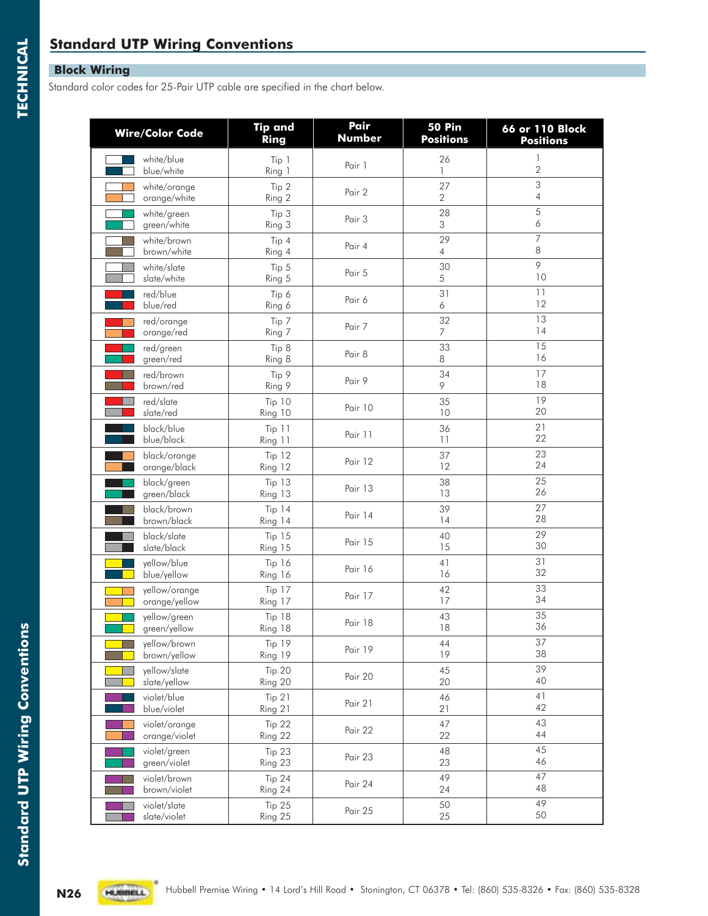## Standard UTP Wiring Conventions

### Block Wiring

Standard color codes for 25-Pair UTP cable are specified in the chart below.

| Wire/Color Code | Tip and Ring | Pair Number | 50 Pin Positions | 66 or 110 Block Positions |
|---|---|---|---|---|
| white/blue<br>blue/white | Tip 1<br>Ring 1 | Pair 1 | 26<br>1 | 1<br>2 |
| white/orange<br>orange/white | Tip 2<br>Ring 2 | Pair 2 | 27<br>2 | 3<br>4 |
| white/green<br>green/white | Tip 3<br>Ring 3 | Pair 3 | 28<br>3 | 5<br>6 |
| white/brown<br>brown/white | Tip 4<br>Ring 4 | Pair 4 | 29<br>4 | 7<br>8 |
| white/slate<br>slate/white | Tip 5<br>Ring 5 | Pair 5 | 30<br>5 | 9<br>10 |
| red/blue<br>blue/red | Tip 6<br>Ring 6 | Pair 6 | 31<br>6 | 11<br>12 |
| red/orange<br>orange/red | Tip 7<br>Ring 7 | Pair 7 | 32<br>7 | 13<br>14 |
| red/green<br>green/red | Tip 8<br>Ring 8 | Pair 8 | 33<br>8 | 15<br>16 |
| red/brown<br>brown/red | Tip 9<br>Ring 9 | Pair 9 | 34<br>9 | 17<br>18 |
| red/slate<br>slate/red | Tip 10<br>Ring 10 | Pair 10 | 35<br>10 | 19<br>20 |
| black/blue<br>blue/black | Tip 11<br>Ring 11 | Pair 11 | 36<br>11 | 21<br>22 |
| black/orange<br>orange/black | Tip 12<br>Ring 12 | Pair 12 | 37<br>12 | 23<br>24 |
| black/green<br>green/black | Tip 13<br>Ring 13 | Pair 13 | 38<br>13 | 25<br>26 |
| black/brown<br>brown/black | Tip 14<br>Ring 14 | Pair 14 | 39<br>14 | 27<br>28 |
| black/slate<br>slate/black | Tip 15<br>Ring 15 | Pair 15 | 40<br>15 | 29<br>30 |
| yellow/blue<br>blue/yellow | Tip 16<br>Ring 16 | Pair 16 | 41<br>16 | 31<br>32 |
| yellow/orange<br>orange/yellow | Tip 17<br>Ring 17 | Pair 17 | 42<br>17 | 33<br>34 |
| yellow/green<br>green/yellow | Tip 18<br>Ring 18 | Pair 18 | 43<br>18 | 35<br>36 |
| yellow/brown<br>brown/yellow | Tip 19<br>Ring 19 | Pair 19 | 44<br>19 | 37<br>38 |
| yellow/slate<br>slate/yellow | Tip 20<br>Ring 20 | Pair 20 | 45<br>20 | 39<br>40 |
| violet/blue<br>blue/violet | Tip 21<br>Ring 21 | Pair 21 | 46<br>21 | 41<br>42 |
| violet/orange<br>orange/violet | Tip 22<br>Ring 22 | Pair 22 | 47<br>22 | 43<br>44 |
| violet/green<br>green/violet | Tip 23<br>Ring 23 | Pair 23 | 48<br>23 | 45<br>46 |
| violet/brown<br>brown/violet | Tip 24<br>Ring 24 | Pair 24 | 49<br>24 | 47<br>48 |
| violet/slate<br>slate/violet | Tip 25<br>Ring 25 | Pair 25 | 50<br>25 | 49<br>50 |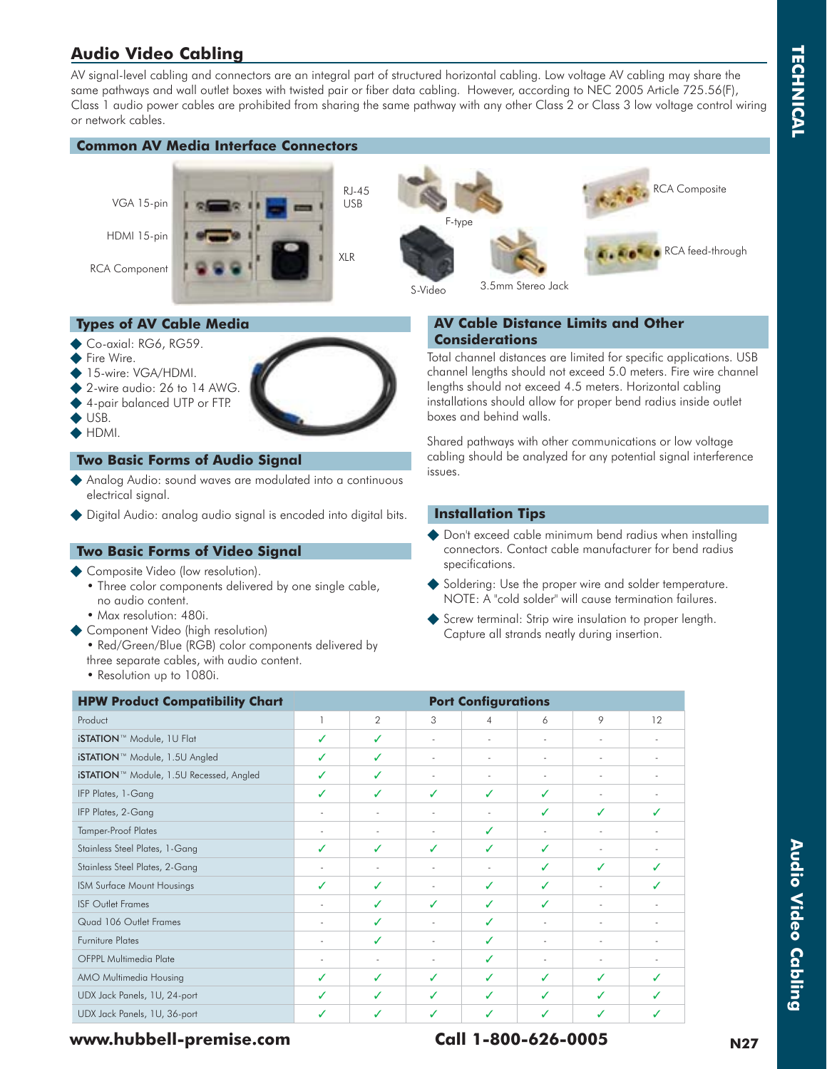## Audio Video Cabling

AV signal-level cabling and connectors are an integral part of structured horizontal cabling. Low voltage AV cabling may share the same pathways and wall outlet boxes with twisted pair or fiber data cabling. However, according to NEC 2005 Article 725.56(F), Class 1 audio power cables are prohibited from sharing the same pathway with any other Class 2 or Class 3 low voltage control wiring or network cables.

### Common AV Media Interface Connectors

VGA 15-pin
HDMI 15-pin
RCA Component
RJ-45
USB
XLR
F-type
S-Video
3.5mm Stereo Jack
RCA Composite
RCA feed-through

### Types of AV Cable Media

- Co-axial: RG6, RG59.
- Fire Wire.
- 15-wire: VGA/HDMI.
- 2-wire audio: 26 to 14 AWG.
- 4-pair balanced UTP or FTP.
- USB.
- HDMI.

### Two Basic Forms of Audio Signal

- Analog Audio: sound waves are modulated into a continuous electrical signal.
- Digital Audio: analog audio signal is encoded into digital bits.

### Two Basic Forms of Video Signal

- Composite Video (low resolution).
  - Three color components delivered by one single cable, no audio content.
  - Max resolution: 480i.
- Component Video (high resolution)
  - Red/Green/Blue (RGB) color components delivered by three separate cables, with audio content.
  - Resolution up to 1080i.

### AV Cable Distance Limits and Other Considerations

Total channel distances are limited for specific applications. USB channel lengths should not exceed 5.0 meters. Fire wire channel lengths should not exceed 4.5 meters. Horizontal cabling installations should allow for proper bend radius inside outlet boxes and behind walls.

Shared pathways with other communications or low voltage cabling should be analyzed for any potential signal interference issues.

### Installation Tips

- Don't exceed cable minimum bend radius when installing connectors. Contact cable manufacturer for bend radius specifications.
- Soldering: Use the proper wire and solder temperature. NOTE: A "cold solder" will cause termination failures.
- Screw terminal: Strip wire insulation to proper length. Capture all strands neatly during insertion.

| HPW Product Compatibility Chart | Port Configurations | | | | | | |
|---|---|---|---|---|---|---|---|
| Product | 1 | 2 | 3 | 4 | 6 | 9 | 12 |
| iSTATION™ Module, 1U Flat | ✓ | ✓ | - | - | - | - | - |
| iSTATION™ Module, 1.5U Angled | ✓ | ✓ | - | - | - | - | - |
| iSTATION™ Module, 1.5U Recessed, Angled | ✓ | ✓ | - | - | - | - | - |
| IFP Plates, 1-Gang | ✓ | ✓ | ✓ | ✓ | ✓ | - | - |
| IFP Plates, 2-Gang | - | - | - | - | ✓ | ✓ | ✓ |
| Tamper-Proof Plates | - | - | - | ✓ | - | - | - |
| Stainless Steel Plates, 1-Gang | ✓ | ✓ | ✓ | ✓ | ✓ | - | - |
| Stainless Steel Plates, 2-Gang | - | - | - | - | ✓ | ✓ | ✓ |
| ISM Surface Mount Housings | ✓ | ✓ | - | ✓ | ✓ | - | ✓ |
| ISF Outlet Frames | - | ✓ | ✓ | ✓ | ✓ | - | - |
| Quad 106 Outlet Frames | - | ✓ | - | ✓ | - | - | - |
| Furniture Plates | - | ✓ | - | ✓ | - | - | - |
| OFPPL Multimedia Plate | - | - | - | ✓ | - | - | - |
| AMO Multimedia Housing | ✓ | ✓ | ✓ | ✓ | ✓ | ✓ | ✓ |
| UDX Jack Panels, 1U, 24-port | ✓ | ✓ | ✓ | ✓ | ✓ | ✓ | ✓ |
| UDX Jack Panels, 1U, 36-port | ✓ | ✓ | ✓ | ✓ | ✓ | ✓ | ✓ |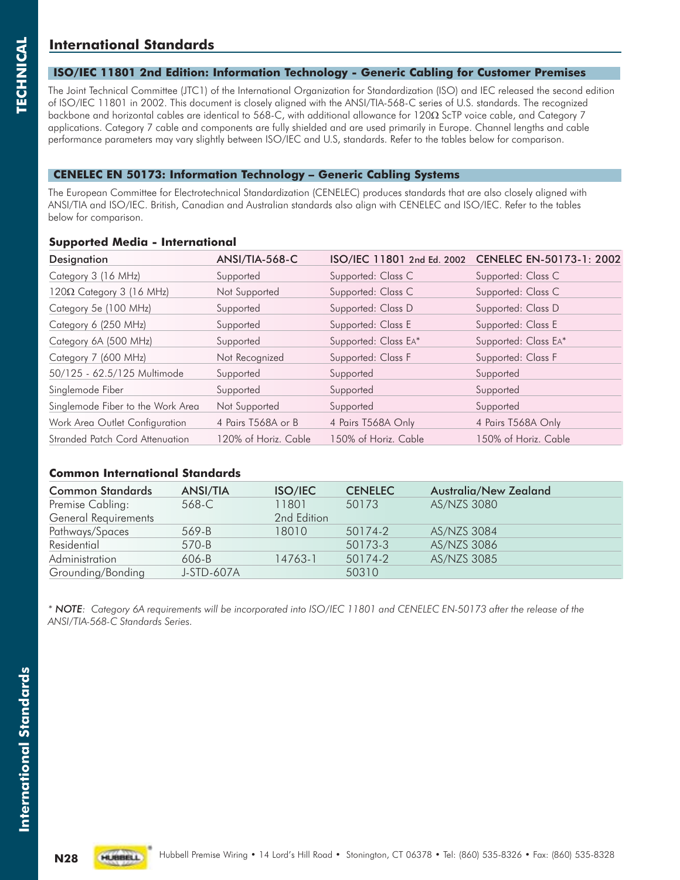# International Standards

## ISO/IEC 11801 2nd Edition: Information Technology - Generic Cabling for Customer Premises

The Joint Technical Committee (JTC1) of the International Organization for Standardization (ISO) and IEC released the second edition of ISO/IEC 11801 in 2002. This document is closely aligned with the ANSI/TIA-568-C series of U.S. standards. The recognized backbone and horizontal cables are identical to 568-C, with additional allowance for 120Ω ScTP voice cable, and Category 7 applications. Category 7 cable and components are fully shielded and are used primarily in Europe. Channel lengths and cable performance parameters may vary slightly between ISO/IEC and U.S, standards. Refer to the tables below for comparison.

## CENELEC EN 50173: Information Technology – Generic Cabling Systems

The European Committee for Electrotechnical Standardization (CENELEC) produces standards that are also closely aligned with ANSI/TIA and ISO/IEC. British, Canadian and Australian standards also align with CENELEC and ISO/IEC. Refer to the tables below for comparison.

### Supported Media - International

| Designation | ANSI/TIA-568-C | ISO/IEC 11801 2nd Ed. 2002 | CENELEC EN-50173-1: 2002 |
|---|---|---|---|
| Category 3 (16 MHz) | Supported | Supported: Class C | Supported: Class C |
| 120Ω Category 3 (16 MHz) | Not Supported | Supported: Class C | Supported: Class C |
| Category 5e (100 MHz) | Supported | Supported: Class D | Supported: Class D |
| Category 6 (250 MHz) | Supported | Supported: Class E | Supported: Class E |
| Category 6A (500 MHz) | Supported | Supported: Class EA* | Supported: Class EA* |
| Category 7 (600 MHz) | Not Recognized | Supported: Class F | Supported: Class F |
| 50/125 - 62.5/125 Multimode | Supported | Supported | Supported |
| Singlemode Fiber | Supported | Supported | Supported |
| Singlemode Fiber to the Work Area | Not Supported | Supported | Supported |
| Work Area Outlet Configuration | 4 Pairs T568A or B | 4 Pairs T568A Only | 4 Pairs T568A Only |
| Stranded Patch Cord Attenuation | 120% of Horiz. Cable | 150% of Horiz. Cable | 150% of Horiz. Cable |

### Common International Standards

| Common Standards | ANSI/TIA | ISO/IEC | CENELEC | Australia/New Zealand |
|---|---|---|---|---|
| Premise Cabling: General Requirements | 568-C | 11801 2nd Edition | 50173 | AS/NZS 3080 |
| Pathways/Spaces | 569-B | 18010 | 50174-2 | AS/NZS 3084 |
| Residential | 570-B | | 50173-3 | AS/NZS 3086 |
| Administration | 606-B | 14763-1 | 50174-2 | AS/NZS 3085 |
| Grounding/Bonding | J-STD-607A | | 50310 | |

* ***NOTE***: *Category 6A requirements will be incorporated into ISO/IEC 11801 and CENELEC EN-50173 after the release of the ANSI/TIA-568-C Standards Series.*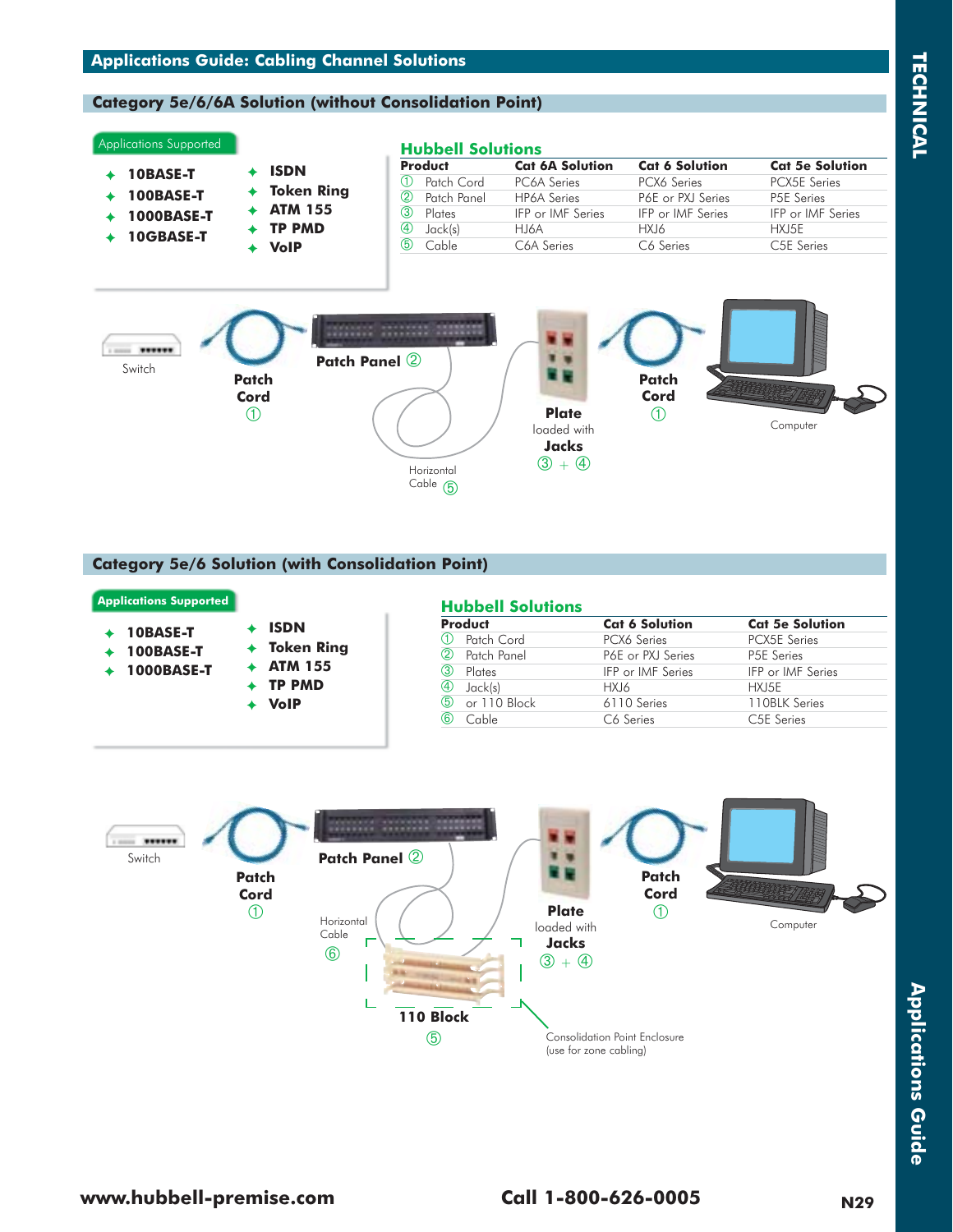## Applications Guide: Cabling Channel Solutions

### Category 5e/6/6A Solution (without Consolidation Point)

**Applications Supported**

- **10BASE-T**
- **100BASE-T**
- **1000BASE-T**
- **10GBASE-T**
- **ISDN**
- **Token Ring**
- **ATM 155**
- **TP PMD**
- **VoIP**

**Hubbell Solutions**

| | Product | Cat 6A Solution | Cat 6 Solution | Cat 5e Solution |
|---|---|---|---|---|
| ① | Patch Cord | PC6A Series | PCX6 Series | PCX5E Series |
| ② | Patch Panel | HP6A Series | P6E or PXJ Series | P5E Series |
| ③ | Plates | IFP or IMF Series | IFP or IMF Series | IFP or IMF Series |
| ④ | Jack(s) | HJ6A | HXJ6 | HXJ5E |
| ⑤ | Cable | C6A Series | C6 Series | C5E Series |

Switch — Patch Cord ① — Patch Panel ② — Horizontal Cable ⑤ — Plate loaded with Jacks ③ + ④ — Patch Cord ① — Computer

### Category 5e/6 Solution (with Consolidation Point)

**Applications Supported**

- **10BASE-T**
- **100BASE-T**
- **1000BASE-T**
- **ISDN**
- **Token Ring**
- **ATM 155**
- **TP PMD**
- **VoIP**

**Hubbell Solutions**

| | Product | Cat 6 Solution | Cat 5e Solution |
|---|---|---|---|
| ① | Patch Cord | PCX6 Series | PCX5E Series |
| ② | Patch Panel | P6E or PXJ Series | P5E Series |
| ③ | Plates | IFP or IMF Series | IFP or IMF Series |
| ④ | Jack(s) | HXJ6 | HXJ5E |
| ⑤ | or 110 Block | 6110 Series | 110BLK Series |
| ⑥ | Cable | C6 Series | C5E Series |

Switch — Patch Cord ① — Patch Panel ② — Horizontal Cable ⑥ — 110 Block ⑤ — Plate loaded with Jacks ③ + ④ — Patch Cord ① — Computer

Consolidation Point Enclosure (use for zone cabling)

www.hubbell-premise.com Call 1-800-626-0005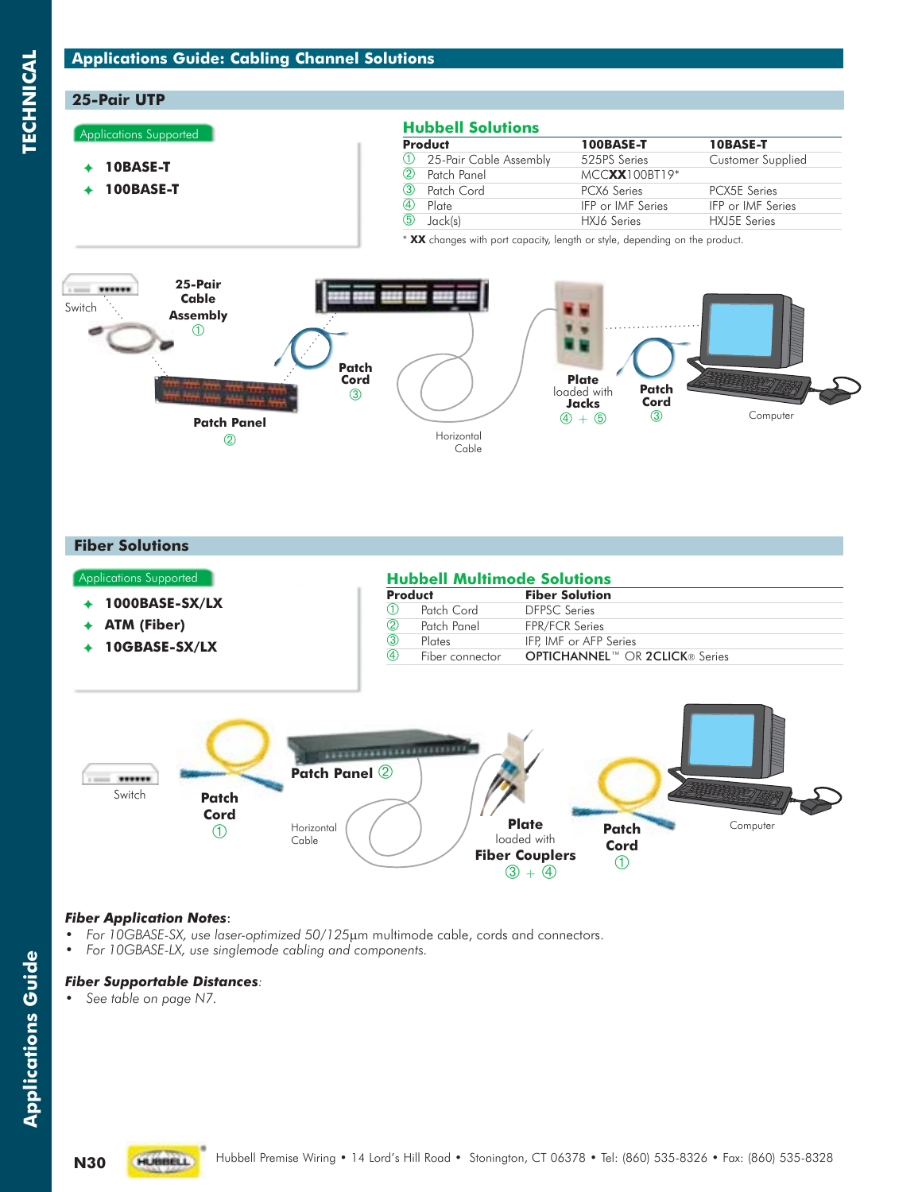# Applications Guide: Cabling Channel Solutions

## 25-Pair UTP

**Applications Supported**

- **10BASE-T**
- **100BASE-T**

### Hubbell Solutions

| Product | 100BASE-T | 10BASE-T |
|---|---|---|
| ① 25-Pair Cable Assembly | 525PS Series | Customer Supplied |
| ② Patch Panel | MCC**XX**100BT19* | |
| ③ Patch Cord | PCX6 Series | PCX5E Series |
| ④ Plate | IFP or IMF Series | IFP or IMF Series |
| ⑤ Jack(s) | HXJ6 Series | HXJ5E Series |

\* **XX** changes with port capacity, length or style, depending on the product.

Switch — **25-Pair Cable Assembly** ① — **Patch Panel** ② — **Patch Cord** ③ — Horizontal Cable — **Plate** loaded with **Jacks** ④ + ⑤ — **Patch Cord** ③ — Computer

## Fiber Solutions

**Applications Supported**

- **1000BASE-SX/LX**
- **ATM (Fiber)**
- **10GBASE-SX/LX**

### Hubbell Multimode Solutions

| Product | Fiber Solution |
|---|---|
| ① Patch Cord | DFPSC Series |
| ② Patch Panel | FPR/FCR Series |
| ③ Plates | IFP, IMF or AFP Series |
| ④ Fiber connector | **OPTICHANNEL**™ OR **2CLICK**® Series |

Switch — **Patch Cord** ① — **Patch Panel** ② — Horizontal Cable — **Plate** loaded with **Fiber Couplers** ③ + ④ — **Patch Cord** ① — Computer

***Fiber Application Notes***:

- *For 10GBASE-SX, use laser-optimized 50/125µm multimode cable, cords and connectors.*
- *For 10GBASE-LX, use singlemode cabling and components.*

***Fiber Supportable Distances***:

- *See table on page N7.*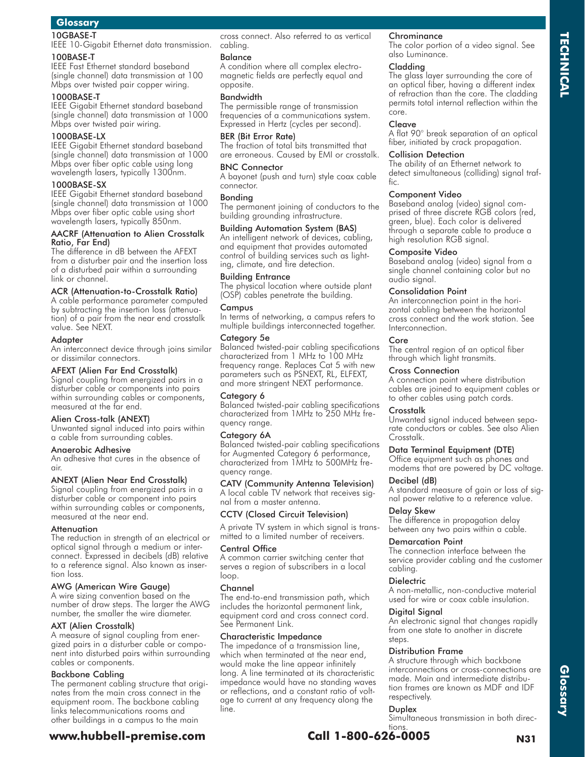## Glossary

### 10GBASE-T
IEEE 10-Gigabit Ethernet data transmission.

### 100BASE-T
IEEE Fast Ethernet standard baseband (single channel) data transmission at 100 Mbps over twisted pair copper wiring.

### 1000BASE-T
IEEE Gigabit Ethernet standard baseband (single channel) data transmission at 1000 Mbps over twisted pair wiring.

### 1000BASE-LX
IEEE Gigabit Ethernet standard baseband (single channel) data transmission at 1000 Mbps over fiber optic cable using long wavelength lasers, typically 1300nm.

### 1000BASE-SX
IEEE Gigabit Ethernet standard baseband (single channel) data transmission at 1000 Mbps over fiber optic cable using short wavelength lasers, typically 850nm.

### AACRF (Attenuation to Alien Crosstalk Ratio, Far End)
The difference in dB between the AFEXT from a disturber pair and the insertion loss of a disturbed pair within a surrounding link or channel.

### ACR (Attenuation-to-Crosstalk Ratio)
A cable performance parameter computed by subtracting the insertion loss (attenuation) of a pair from the near end crosstalk value. See NEXT.

### Adapter
An interconnect device through joins similar or dissimilar connectors.

### AFEXT (Alien Far End Crosstalk)
Signal coupling from energized pairs in a disturber cable or components into pairs within surrounding cables or components, measured at the far end.

### Alien Cross-talk (ANEXT)
Unwanted signal induced into pairs within a cable from surrounding cables.

### Anaerobic Adhesive
An adhesive that cures in the absence of air.

### ANEXT (Alien Near End Crosstalk)
Signal coupling from energized pairs in a disturber cable or component into pairs within surrounding cables or components, measured at the near end.

### Attenuation
The reduction in strength of an electrical or optical signal through a medium or interconnect. Expressed in decibels (dB) relative to a reference signal. Also known as insertion loss.

### AWG (American Wire Gauge)
A wire sizing convention based on the number of draw steps. The larger the AWG number, the smaller the wire diameter.

### AXT (Alien Crosstalk)
A measure of signal coupling from energized pairs in a disturber cable or component into disturbed pairs within surrounding cables or components.

### Backbone Cabling
The permanent cabling structure that originates from the main cross connect in the equipment room. The backbone cabling links telecommunications rooms and other buildings in a campus to the main cross connect. Also referred to as vertical cabling.

### Balance
A condition where all complex electromagnetic fields are perfectly equal and opposite.

### Bandwidth
The permissible range of transmission frequencies of a communications system. Expressed in Hertz (cycles per second).

### BER (Bit Error Rate)
The fraction of total bits transmitted that are erroneous. Caused by EMI or crosstalk.

### BNC Connector
A bayonet (push and turn) style coax cable connector.

### Bonding
The permanent joining of conductors to the building grounding infrastructure.

### Building Automation System (BAS)
An intelligent network of devices, cabling, and equipment that provides automated control of building services such as lighting, climate, and fire detection.

### Building Entrance
The physical location where outside plant (OSP) cables penetrate the building.

### Campus
In terms of networking, a campus refers to multiple buildings interconnected together.

### Category 5e
Balanced twisted-pair cabling specifications characterized from 1 MHz to 100 MHz frequency range. Replaces Cat 5 with new parameters such as PSNEXT, RL, ELFEXT, and more stringent NEXT performance.

### Category 6
Balanced twisted-pair cabling specifications characterized from 1MHz to 250 MHz frequency range.

### Category 6A
Balanced twisted-pair cabling specifications for Augmented Category 6 performance, characterized from 1MHz to 500MHz frequency range.

### CATV (Community Antenna Television)
A local cable TV network that receives signal from a master antenna.

### CCTV (Closed Circuit Television)
A private TV system in which signal is transmitted to a limited number of receivers.

### Central Office
A common carrier switching center that serves a region of subscribers in a local loop.

### Channel
The end-to-end transmission path, which includes the horizontal permanent link, equipment cord and cross connect cord. See Permanent Link.

### Characteristic Impedance
The impedance of a transmission line, which when terminated at the near end, would make the line appear infinitely long. A line terminated at its characteristic impedance would have no standing waves or reflections, and a constant ratio of voltage to current at any frequency along the line.

### Chrominance
The color portion of a video signal. See also Luminance.

### Cladding
The glass layer surrounding the core of an optical fiber, having a different index of refraction than the core. The cladding permits total internal reflection within the core.

### Cleave
A flat 90° break separation of an optical fiber, initiated by crack propagation.

### Collision Detection
The ability of an Ethernet network to detect simultaneous (colliding) signal traffic.

### Component Video
Baseband analog (video) signal comprised of three discrete RGB colors (red, green, blue). Each color is delivered through a separate cable to produce a high resolution RGB signal.

### Composite Video
Baseband analog (video) signal from a single channel containing color but no audio signal.

### Consolidation Point
An interconnection point in the horizontal cabling between the horizontal cross connect and the work station. See Interconnection.

### Core
The central region of an optical fiber through which light transmits.

### Cross Connection
A connection point where distribution cables are joined to equipment cables or to other cables using patch cords.

### Crosstalk
Unwanted signal induced between separate conductors or cables. See also Alien Crosstalk.

### Data Terminal Equipment (DTE)
Office equipment such as phones and modems that are powered by DC voltage.

### Decibel (dB)
A standard measure of gain or loss of signal power relative to a reference value.

### Delay Skew
The difference in propagation delay between any two pairs within a cable.

### Demarcation Point
The connection interface between the service provider cabling and the customer cabling.

### Dielectric
A non-metallic, non-conductive material used for wire or coax cable insulation.

### Digital Signal
An electronic signal that changes rapidly from one state to another in discrete steps.

### Distribution Frame
A structure through which backbone interconnections or cross-connections are made. Main and intermediate distribution frames are known as MDF and IDF respectively.

### Duplex
Simultaneous transmission in both directions.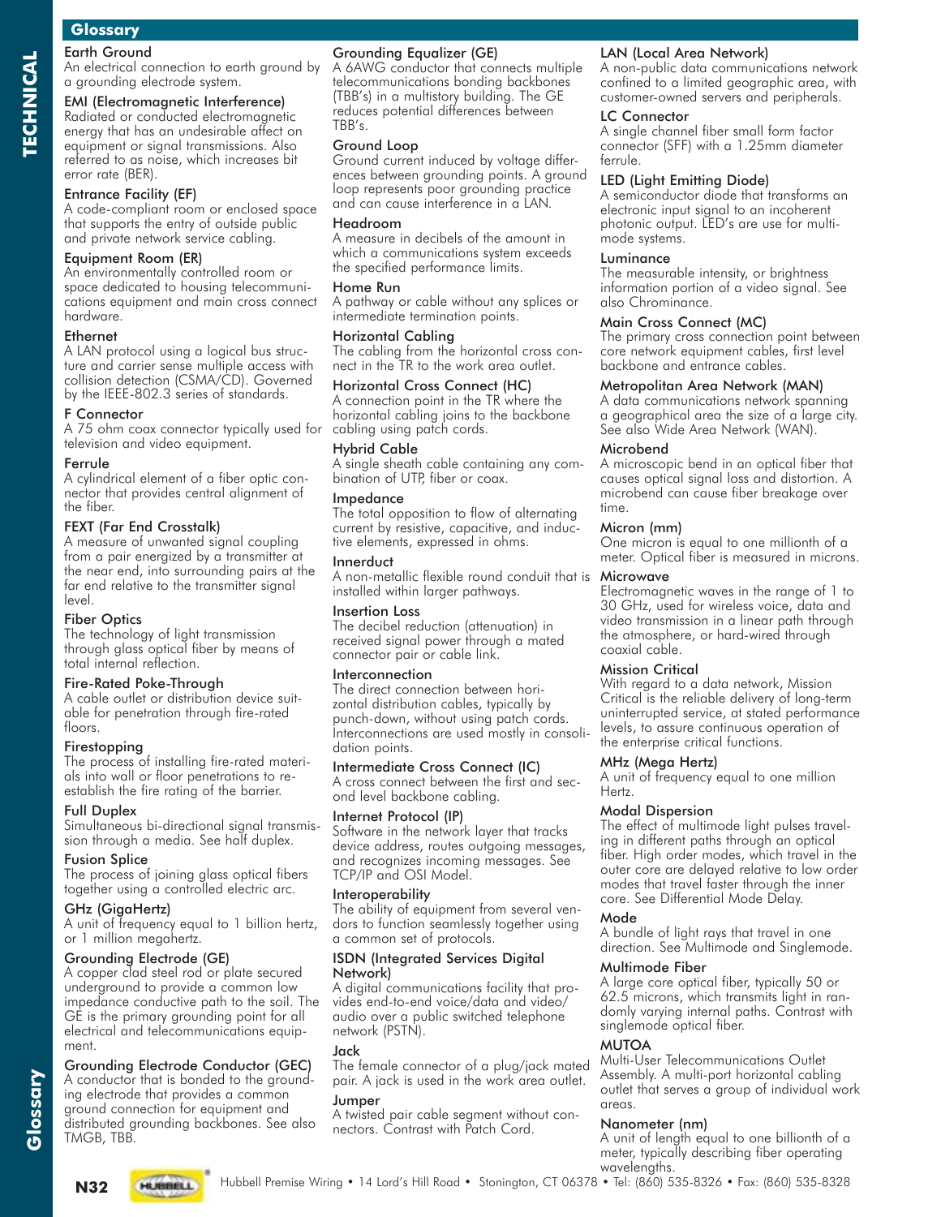## Glossary

**Earth Ground**
An electrical connection to earth ground by a grounding electrode system.

**EMI (Electromagnetic Interference)**
Radiated or conducted electromagnetic energy that has an undesirable affect on equipment or signal transmissions. Also referred to as noise, which increases bit error rate (BER).

**Entrance Facility (EF)**
A code-compliant room or enclosed space that supports the entry of outside public and private network service cabling.

**Equipment Room (ER)**
An environmentally controlled room or space dedicated to housing telecommunications equipment and main cross connect hardware.

**Ethernet**
A LAN protocol using a logical bus structure and carrier sense multiple access with collision detection (CSMA/CD). Governed by the IEEE-802.3 series of standards.

**F Connector**
A 75 ohm coax connector typically used for television and video equipment.

**Ferrule**
A cylindrical element of a fiber optic connector that provides central alignment of the fiber.

**FEXT (Far End Crosstalk)**
A measure of unwanted signal coupling from a pair energized by a transmitter at the near end, into surrounding pairs at the far end relative to the transmitter signal level.

**Fiber Optics**
The technology of light transmission through glass optical fiber by means of total internal reflection.

**Fire-Rated Poke-Through**
A cable outlet or distribution device suitable for penetration through fire-rated floors.

**Firestopping**
The process of installing fire-rated materials into wall or floor penetrations to re-establish the fire rating of the barrier.

**Full Duplex**
Simultaneous bi-directional signal transmission through a media. See half duplex.

**Fusion Splice**
The process of joining glass optical fibers together using a controlled electric arc.

**GHz (GigaHertz)**
A unit of frequency equal to 1 billion hertz, or 1 million megahertz.

**Grounding Electrode (GE)**
A copper clad steel rod or plate secured underground to provide a common low impedance conductive path to the soil. The GE is the primary grounding point for all electrical and telecommunications equipment.

**Grounding Electrode Conductor (GEC)**
A conductor that is bonded to the grounding electrode that provides a common ground connection for equipment and distributed grounding backbones. See also TMGB, TBB.

**Grounding Equalizer (GE)**
A 6AWG conductor that connects multiple telecommunications bonding backbones (TBB's) in a multistory building. The GE reduces potential differences between TBB's.

**Ground Loop**
Ground current induced by voltage differences between grounding points. A ground loop represents poor grounding practice and can cause interference in a LAN.

**Headroom**
A measure in decibels of the amount in which a communications system exceeds the specified performance limits.

**Home Run**
A pathway or cable without any splices or intermediate termination points.

**Horizontal Cabling**
The cabling from the horizontal cross connect in the TR to the work area outlet.

**Horizontal Cross Connect (HC)**
A connection point in the TR where the horizontal cabling joins to the backbone cabling using patch cords.

**Hybrid Cable**
A single sheath cable containing any combination of UTP, fiber or coax.

**Impedance**
The total opposition to flow of alternating current by resistive, capacitive, and inductive elements, expressed in ohms.

**Innerduct**
A non-metallic flexible round conduit that is installed within larger pathways.

**Insertion Loss**
The decibel reduction (attenuation) in received signal power through a mated connector pair or cable link.

**Interconnection**
The direct connection between horizontal distribution cables, typically by punch-down, without using patch cords. Interconnections are used mostly in consolidation points.

**Intermediate Cross Connect (IC)**
A cross connect between the first and second level backbone cabling.

**Internet Protocol (IP)**
Software in the network layer that tracks device address, routes outgoing messages, and recognizes incoming messages. See TCP/IP and OSI Model.

**Interoperability**
The ability of equipment from several vendors to function seamlessly together using a common set of protocols.

**ISDN (Integrated Services Digital Network)**
A digital communications facility that provides end-to-end voice/data and video/audio over a public switched telephone network (PSTN).

**Jack**
The female connector of a plug/jack mated pair. A jack is used in the work area outlet.

**Jumper**
A twisted pair cable segment without connectors. Contrast with Patch Cord.

**LAN (Local Area Network)**
A non-public data communications network confined to a limited geographic area, with customer-owned servers and peripherals.

**LC Connector**
A single channel fiber small form factor connector (SFF) with a 1.25mm diameter ferrule.

**LED (Light Emitting Diode)**
A semiconductor diode that transforms an electronic input signal to an incoherent photonic output. LED's are use for multimode systems.

**Luminance**
The measurable intensity, or brightness information portion of a video signal. See also Chrominance.

**Main Cross Connect (MC)**
The primary cross connection point between core network equipment cables, first level backbone and entrance cables.

**Metropolitan Area Network (MAN)**
A data communications network spanning a geographical area the size of a large city. See also Wide Area Network (WAN).

**Microbend**
A microscopic bend in an optical fiber that causes optical signal loss and distortion. A microbend can cause fiber breakage over time.

**Micron (mm)**
One micron is equal to one millionth of a meter. Optical fiber is measured in microns.

**Microwave**
Electromagnetic waves in the range of 1 to 30 GHz, used for wireless voice, data and video transmission in a linear path through the atmosphere, or hard-wired through coaxial cable.

**Mission Critical**
With regard to a data network, Mission Critical is the reliable delivery of long-term uninterrupted service, at stated performance levels, to assure continuous operation of the enterprise critical functions.

**MHz (Mega Hertz)**
A unit of frequency equal to one million Hertz.

**Modal Dispersion**
The effect of multimode light pulses traveling in different paths through an optical fiber. High order modes, which travel in the outer core are delayed relative to low order modes that travel faster through the inner core. See Differential Mode Delay.

**Mode**
A bundle of light rays that travel in one direction. See Multimode and Singlemode.

**Multimode Fiber**
A large core optical fiber, typically 50 or 62.5 microns, which transmits light in randomly varying internal paths. Contrast with singlemode optical fiber.

**MUTOA**
Multi-User Telecommunications Outlet Assembly. A multi-port horizontal cabling outlet that serves a group of individual work areas.

**Nanometer (nm)**
A unit of length equal to one billionth of a meter, typically describing fiber operating wavelengths.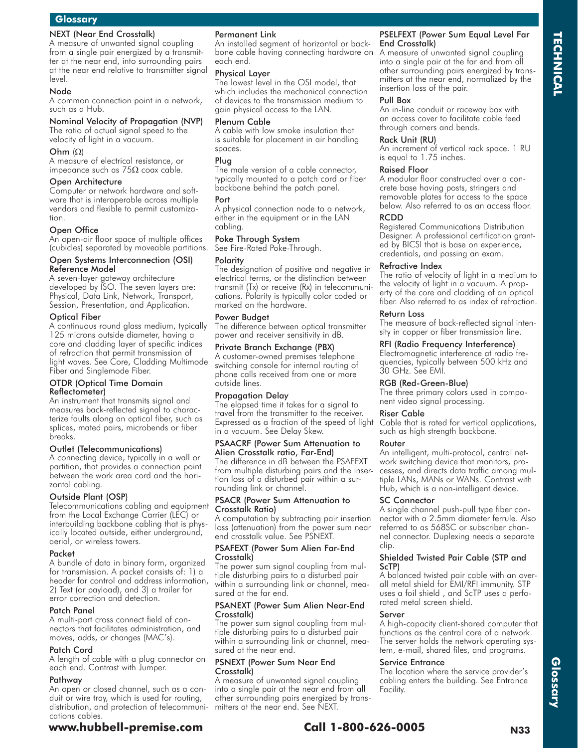## Glossary

### NEXT (Near End Crosstalk)
A measure of unwanted signal coupling from a single pair energized by a transmitter at the near end, into surrounding pairs at the near end relative to transmitter signal level.

### Node
A common connection point in a network, such as a Hub.

### Nominal Velocity of Propagation (NVP)
The ratio of actual signal speed to the velocity of light in a vacuum.

### Ohm (Ω)
A measure of electrical resistance, or impedance such as 75Ω coax cable.

### Open Architecture
Computer or network hardware and software that is interoperable across multiple vendors and flexible to permit customization.

### Open Office
An open-air floor space of multiple offices (cubicles) separated by moveable partitions.

### Open Systems Interconnection (OSI) Reference Model
A seven-layer gateway architecture developed by ISO. The seven layers are: Physical, Data Link, Network, Transport, Session, Presentation, and Application.

### Optical Fiber
A continuous round glass medium, typically 125 microns outside diameter, having a core and cladding layer of specific indices of refraction that permit transmission of light waves. See Core, Cladding Multimode Fiber and Singlemode Fiber.

### OTDR (Optical Time Domain Reflectometer)
An instrument that transmits signal and measures back-reflected signal to characterize faults along an optical fiber, such as splices, mated pairs, microbends or fiber breaks.

### Outlet (Telecommunications)
A connecting device, typically in a wall or partition, that provides a connection point between the work area cord and the horizontal cabling.

### Outside Plant (OSP)
Telecommunications cabling and equipment from the Local Exchange Carrier (LEC) or interbuilding backbone cabling that is physically located outside, either underground, aerial, or wireless towers.

### Packet
A bundle of data in binary form, organized for transmission. A packet consists of: 1) a header for control and address information, 2) Text (or payload), and 3) a trailer for error correction and detection.

### Patch Panel
A multi-port cross connect field of connectors that facilitates administration, and moves, adds, or changes (MAC's).

### Patch Cord
A length of cable with a plug connector on each end. Contrast with Jumper.

### Pathway
An open or closed channel, such as a conduit or wire tray, which is used for routing, distribution, and protection of telecommunications cables.

### Permanent Link
An installed segment of horizontal or backbone cable having connecting hardware on each end.

### Physical Layer
The lowest level in the OSI model, that which includes the mechanical connection of devices to the transmission medium to gain physical access to the LAN.

### Plenum Cable
A cable with low smoke insulation that is suitable for placement in air handling spaces.

### Plug
The male version of a cable connector, typically mounted to a patch cord or fiber backbone behind the patch panel.

### Port
A physical connection node to a network, either in the equipment or in the LAN cabling.

### Poke Through System
See Fire-Rated Poke-Through.

### Polarity
The designation of positive and negative in electrical terms, or the distinction between transmit (Tx) or receive (Rx) in telecommunications. Polarity is typically color coded or marked on the hardware.

### Power Budget
The difference between optical transmitter power and receiver sensitivity in dB.

### Private Branch Exchange (PBX)
A customer-owned premises telephone switching console for internal routing of phone calls received from one or more outside lines.

### Propagation Delay
The elapsed time it takes for a signal to travel from the transmitter to the receiver. Expressed as a fraction of the speed of light in a vacuum. See Delay Skew.

### PSAACRF (Power Sum Attenuation to Alien Crosstalk ratio, Far-End)
The difference in dB between the PSAFEXT from multiple disturbing pairs and the insertion loss of a disturbed pair within a surrounding link or channel.

### PSACR (Power Sum Attenuation to Crosstalk Ratio)
A computation by subtracting pair insertion loss (attenuation) from the power sum near end crosstalk value. See PSNEXT.

### PSAFEXT (Power Sum Alien Far-End Crosstalk)
The power sum signal coupling from multiple disturbing pairs to a disturbed pair within a surrounding link or channel, measured at the far end.

### PSANEXT (Power Sum Alien Near-End Crosstalk)
The power sum signal coupling from multiple disturbing pairs to a disturbed pair within a surrounding link or channel, measured at the near end.

### PSNEXT (Power Sum Near End Crosstalk)
A measure of unwanted signal coupling into a single pair at the near end from all other surrounding pairs energized by transmitters at the near end. See NEXT.

### PSELFEXT (Power Sum Equal Level Far End Crosstalk)
A measure of unwanted signal coupling into a single pair at the far end from all other surrounding pairs energized by transmitters at the near end, normalized by the insertion loss of the pair.

### Pull Box
An in-line conduit or raceway box with an access cover to facilitate cable feed through corners and bends.

### Rack Unit (RU)
An increment of vertical rack space. 1 RU is equal to 1.75 inches.

### Raised Floor
A modular floor constructed over a concrete base having posts, stringers and removable plates for access to the space below. Also referred to as an access floor.

### RCDD
Registered Communications Distribution Designer. A professional certification granted by BICSI that is base on experience, credentials, and passing an exam.

### Refractive Index
The ratio of velocity of light in a medium to the velocity of light in a vacuum. A property of the core and cladding of an optical fiber. Also referred to as index of refraction.

### Return Loss
The measure of back-reflected signal intensity in copper or fiber transmission line.

### RFI (Radio Frequency Interference)
Electromagnetic interference at radio frequencies, typically between 500 kHz and 30 GHz. See EMI.

### RGB (Red-Green-Blue)
The three primary colors used in component video signal processing.

### Riser Cable
Cable that is rated for vertical applications, such as high strength backbone.

### Router
An intelligent, multi-protocol, central network switching device that monitors, processes, and directs data traffic among multiple LANs, MANs or WANs. Contrast with Hub, which is a non-intelligent device.

### SC Connector
A single channel push-pull type fiber connector with a 2.5mm diameter ferrule. Also referred to as 568SC or subscriber channel connector. Duplexing needs a separate clip.

### Shielded Twisted Pair Cable (STP and ScTP)
A balanced twisted pair cable with an overall shield for EMI/RFI immunity. STP uses a foil shield , and ScTP uses a perforated metal screen shield.

### Server
A high-capacity client-shared computer that functions as the central core of a network. The server holds the network operating system, e-mail, shared files, and programs.

### Service Entrance
The location where the service provider's cabling enters the building. See Entrance Facility.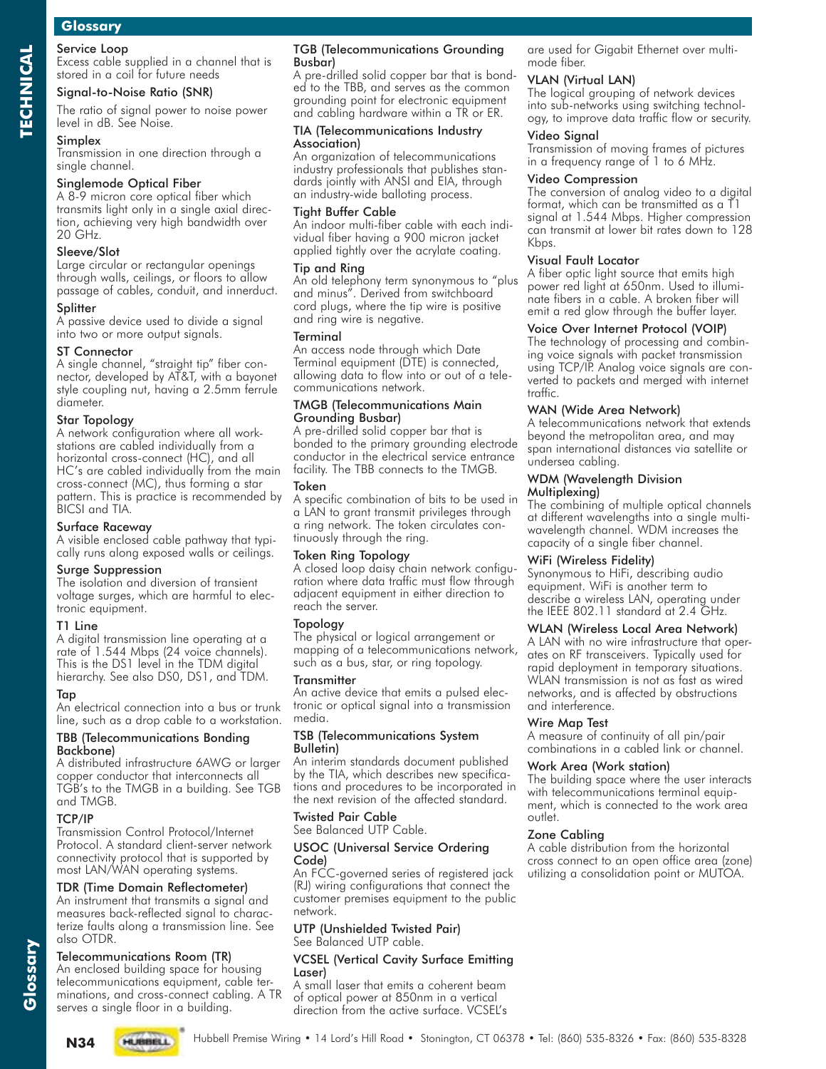## Glossary

### Service Loop
Excess cable supplied in a channel that is stored in a coil for future needs

### Signal-to-Noise Ratio (SNR)
The ratio of signal power to noise power level in dB. See Noise.

### Simplex
Transmission in one direction through a single channel.

### Singlemode Optical Fiber
A 8-9 micron core optical fiber which transmits light only in a single axial direction, achieving very high bandwidth over 20 GHz.

### Sleeve/Slot
Large circular or rectangular openings through walls, ceilings, or floors to allow passage of cables, conduit, and innerduct.

### Splitter
A passive device used to divide a signal into two or more output signals.

### ST Connector
A single channel, "straight tip" fiber connector, developed by AT&T, with a bayonet style coupling nut, having a 2.5mm ferrule diameter.

### Star Topology
A network configuration where all workstations are cabled individually from a horizontal cross-connect (HC), and all HC's are cabled individually from the main cross-connect (MC), thus forming a star pattern. This is practice is recommended by BICSI and TIA.

### Surface Raceway
A visible enclosed cable pathway that typically runs along exposed walls or ceilings.

### Surge Suppression
The isolation and diversion of transient voltage surges, which are harmful to electronic equipment.

### T1 Line
A digital transmission line operating at a rate of 1.544 Mbps (24 voice channels). This is the DS1 level in the TDM digital hierarchy. See also DS0, DS1, and TDM.

### Tap
An electrical connection into a bus or trunk line, such as a drop cable to a workstation.

### TBB (Telecommunications Bonding Backbone)
A distributed infrastructure 6AWG or larger copper conductor that interconnects all TGB's to the TMGB in a building. See TGB and TMGB.

### TCP/IP
Transmission Control Protocol/Internet Protocol. A standard client-server network connectivity protocol that is supported by most LAN/WAN operating systems.

### TDR (Time Domain Reflectometer)
An instrument that transmits a signal and measures back-reflected signal to characterize faults along a transmission line. See also OTDR.

### Telecommunications Room (TR)
An enclosed building space for housing telecommunications equipment, cable terminations, and cross-connect cabling. A TR serves a single floor in a building.

### TGB (Telecommunications Grounding Busbar)
A pre-drilled solid copper bar that is bonded to the TBB, and serves as the common grounding point for electronic equipment and cabling hardware within a TR or ER.

### TIA (Telecommunications Industry Association)
An organization of telecommunications industry professionals that publishes standards jointly with ANSI and EIA, through an industry-wide balloting process.

### Tight Buffer Cable
An indoor multi-fiber cable with each individual fiber having a 900 micron jacket applied tightly over the acrylate coating.

### Tip and Ring
An old telephony term synonymous to "plus and minus". Derived from switchboard cord plugs, where the tip wire is positive and ring wire is negative.

### Terminal
An access node through which Date Terminal equipment (DTE) is connected, allowing data to flow into or out of a telecommunications network.

### TMGB (Telecommunications Main Grounding Busbar)
A pre-drilled solid copper bar that is bonded to the primary grounding electrode conductor in the electrical service entrance facility. The TBB connects to the TMGB.

### Token
A specific combination of bits to be used in a LAN to grant transmit privileges through a ring network. The token circulates continuously through the ring.

### Token Ring Topology
A closed loop daisy chain network configuration where data traffic must flow through adjacent equipment in either direction to reach the server.

### Topology
The physical or logical arrangement or mapping of a telecommunications network, such as a bus, star, or ring topology.

### Transmitter
An active device that emits a pulsed electronic or optical signal into a transmission media.

### TSB (Telecommunications System Bulletin)
An interim standards document published by the TIA, which describes new specifications and procedures to be incorporated in the next revision of the affected standard.

### Twisted Pair Cable
See Balanced UTP Cable.

### USOC (Universal Service Ordering Code)
An FCC-governed series of registered jack (RJ) wiring configurations that connect the customer premises equipment to the public network.

### UTP (Unshielded Twisted Pair)
See Balanced UTP cable.

### VCSEL (Vertical Cavity Surface Emitting Laser)
A small laser that emits a coherent beam of optical power at 850nm in a vertical direction from the active surface. VCSEL's are used for Gigabit Ethernet over multimode fiber.

### VLAN (Virtual LAN)
The logical grouping of network devices into sub-networks using switching technology, to improve data traffic flow or security.

### Video Signal
Transmission of moving frames of pictures in a frequency range of 1 to 6 MHz.

### Video Compression
The conversion of analog video to a digital format, which can be transmitted as a T1 signal at 1.544 Mbps. Higher compression can transmit at lower bit rates down to 128 Kbps.

### Visual Fault Locator
A fiber optic light source that emits high power red light at 650nm. Used to illuminate fibers in a cable. A broken fiber will emit a red glow through the buffer layer.

### Voice Over Internet Protocol (VOIP)
The technology of processing and combining voice signals with packet transmission using TCP/IP. Analog voice signals are converted to packets and merged with internet traffic.

### WAN (Wide Area Network)
A telecommunications network that extends beyond the metropolitan area, and may span international distances via satellite or undersea cabling.

### WDM (Wavelength Division Multiplexing)
The combining of multiple optical channels at different wavelengths into a single multi-wavelength channel. WDM increases the capacity of a single fiber channel.

### WiFi (Wireless Fidelity)
Synonymous to HiFi, describing audio equipment. WiFi is another term to describe a wireless LAN, operating under the IEEE 802.11 standard at 2.4 GHz.

### WLAN (Wireless Local Area Network)
A LAN with no wire infrastructure that operates on RF transceivers. Typically used for rapid deployment in temporary situations. WLAN transmission is not as fast as wired networks, and is affected by obstructions and interference.

### Wire Map Test
A measure of continuity of all pin/pair combinations in a cabled link or channel.

### Work Area (Work station)
The building space where the user interacts with telecommunications terminal equipment, which is connected to the work area outlet.

### Zone Cabling
A cable distribution from the horizontal cross connect to an open office area (zone) utilizing a consolidation point or MUTOA.